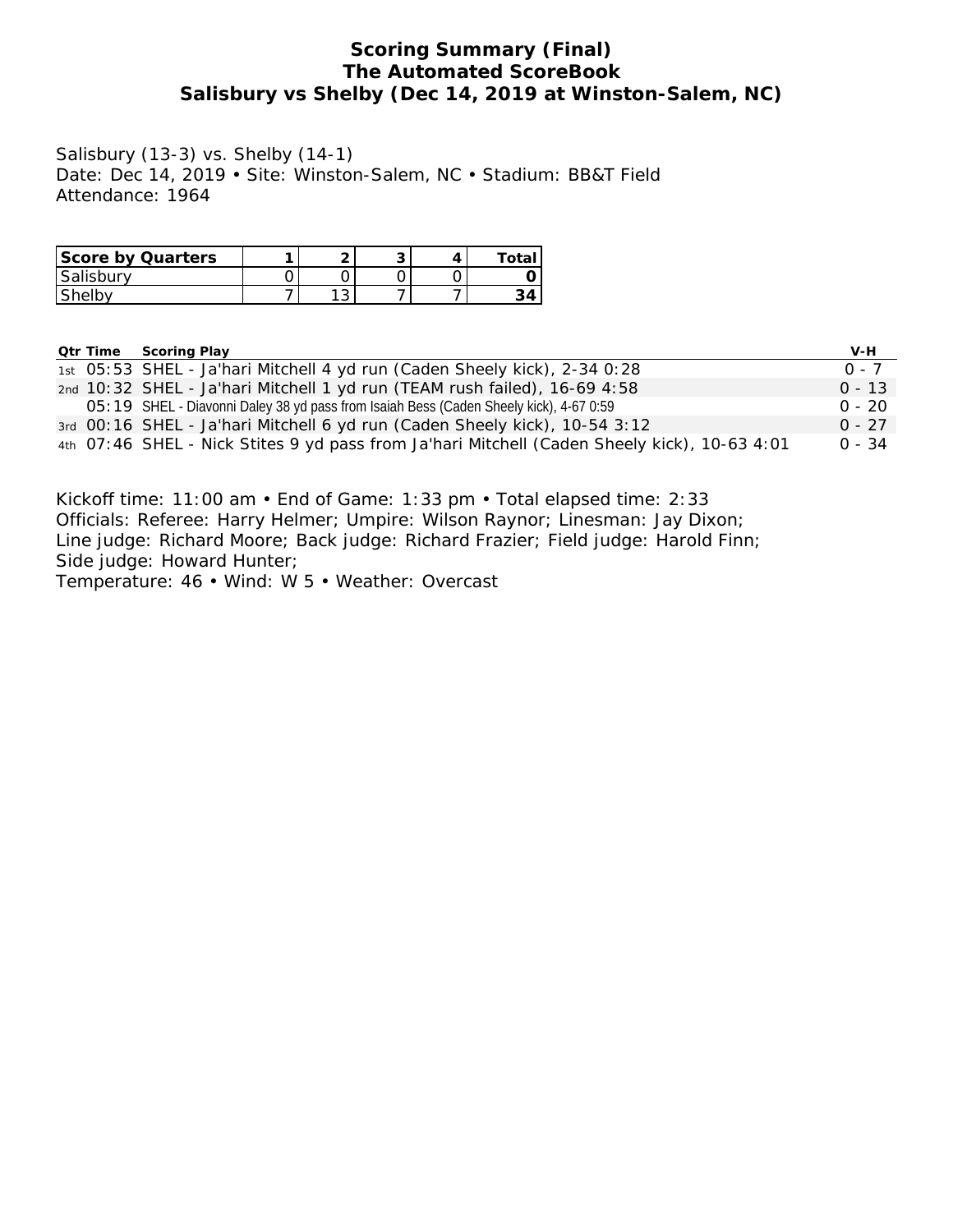# Scoring Summary (Final)
## The Automated ScoreBook
## Salisbury vs Shelby (Dec 14, 2019 at Winston-Salem, NC)

Salisbury (13-3) vs. Shelby (14-1)
Date: Dec 14, 2019 • Site: Winston-Salem, NC • Stadium: BB&T Field
Attendance: 1964

| Score by Quarters | 1 | 2 | 3 | 4 | Total |
|---|---|---|---|---|---|
| Salisbury | 0 | 0 | 0 | 0 | **0** |
| Shelby | 7 | 13 | 7 | 7 | **34** |

| Qtr | Time | Scoring Play | V-H |
|---|---|---|---|
| 1st | 05:53 | SHEL - Ja'hari Mitchell 4 yd run (Caden Sheely kick), 2-34 0:28 | 0 - 7 |
| 2nd | 10:32 | SHEL - Ja'hari Mitchell 1 yd run (TEAM rush failed), 16-69 4:58 | 0 - 13 |
| | 05:19 | SHEL - Diavonni Daley 38 yd pass from Isaiah Bess (Caden Sheely kick), 4-67 0:59 | 0 - 20 |
| 3rd | 00:16 | SHEL - Ja'hari Mitchell 6 yd run (Caden Sheely kick), 10-54 3:12 | 0 - 27 |
| 4th | 07:46 | SHEL - Nick Stites 9 yd pass from Ja'hari Mitchell (Caden Sheely kick), 10-63 4:01 | 0 - 34 |

Kickoff time: 11:00 am • End of Game: 1:33 pm • Total elapsed time: 2:33
Officials: Referee: Harry Helmer; Umpire: Wilson Raynor; Linesman: Jay Dixon;
Line judge: Richard Moore; Back judge: Richard Frazier; Field judge: Harold Finn;
Side judge: Howard Hunter;
Temperature: 46 • Wind: W 5 • Weather: Overcast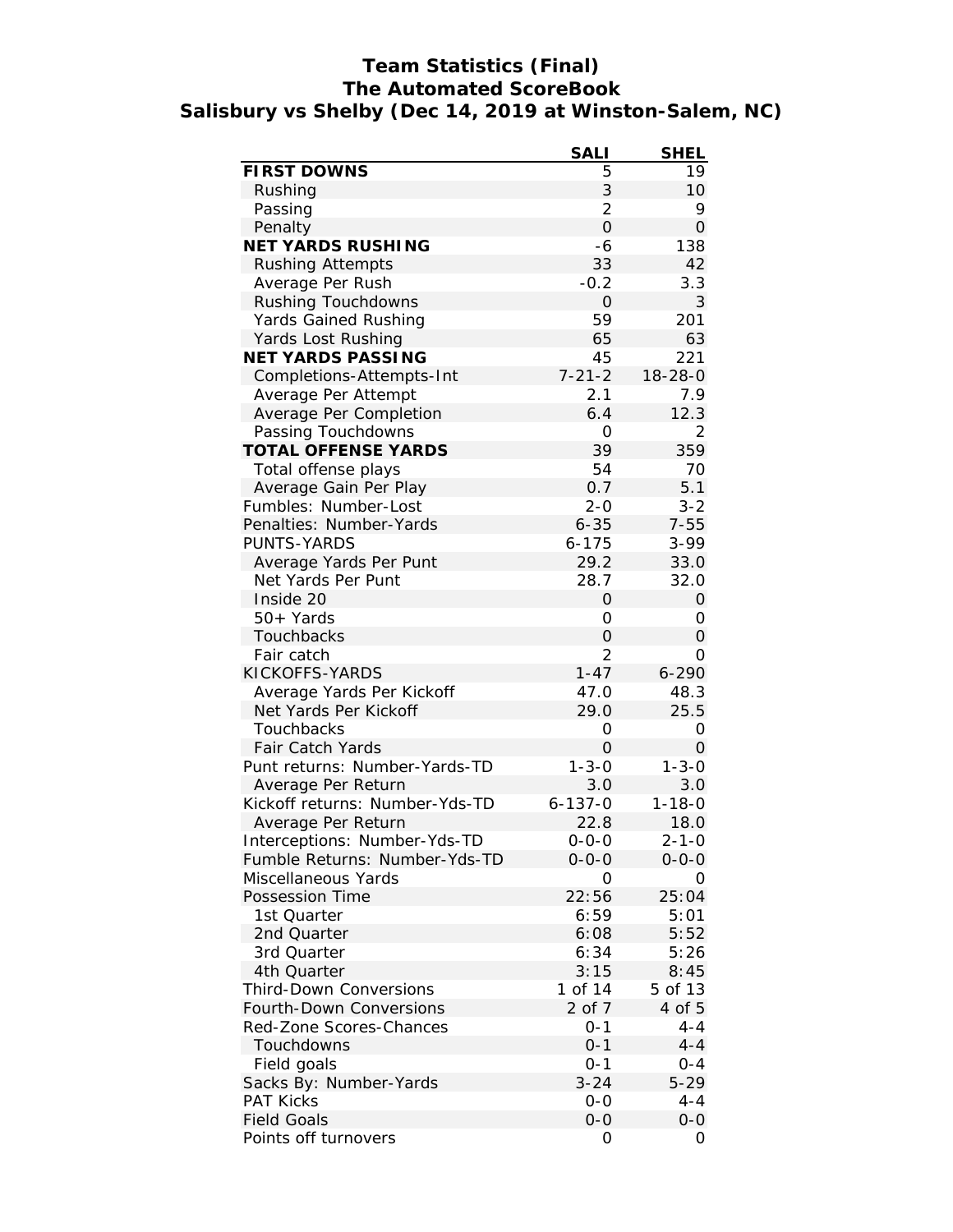# Team Statistics (Final)
## The Automated ScoreBook
## Salisbury vs Shelby (Dec 14, 2019 at Winston-Salem, NC)

| | SALI | SHEL |
|---|---|---|
| **FIRST DOWNS** | 5 | 19 |
| Rushing | 3 | 10 |
| Passing | 2 | 9 |
| Penalty | 0 | 0 |
| **NET YARDS RUSHING** | -6 | 138 |
| Rushing Attempts | 33 | 42 |
| Average Per Rush | -0.2 | 3.3 |
| Rushing Touchdowns | 0 | 3 |
| Yards Gained Rushing | 59 | 201 |
| Yards Lost Rushing | 65 | 63 |
| **NET YARDS PASSING** | 45 | 221 |
| Completions-Attempts-Int | 7-21-2 | 18-28-0 |
| Average Per Attempt | 2.1 | 7.9 |
| Average Per Completion | 6.4 | 12.3 |
| Passing Touchdowns | 0 | 2 |
| **TOTAL OFFENSE YARDS** | 39 | 359 |
| Total offense plays | 54 | 70 |
| Average Gain Per Play | 0.7 | 5.1 |
| Fumbles: Number-Lost | 2-0 | 3-2 |
| Penalties: Number-Yards | 6-35 | 7-55 |
| PUNTS-YARDS | 6-175 | 3-99 |
| Average Yards Per Punt | 29.2 | 33.0 |
| Net Yards Per Punt | 28.7 | 32.0 |
| Inside 20 | 0 | 0 |
| 50+ Yards | 0 | 0 |
| Touchbacks | 0 | 0 |
| Fair catch | 2 | 0 |
| KICKOFFS-YARDS | 1-47 | 6-290 |
| Average Yards Per Kickoff | 47.0 | 48.3 |
| Net Yards Per Kickoff | 29.0 | 25.5 |
| Touchbacks | 0 | 0 |
| Fair Catch Yards | 0 | 0 |
| Punt returns: Number-Yards-TD | 1-3-0 | 1-3-0 |
| Average Per Return | 3.0 | 3.0 |
| Kickoff returns: Number-Yds-TD | 6-137-0 | 1-18-0 |
| Average Per Return | 22.8 | 18.0 |
| Interceptions: Number-Yds-TD | 0-0-0 | 2-1-0 |
| Fumble Returns: Number-Yds-TD | 0-0-0 | 0-0-0 |
| Miscellaneous Yards | 0 | 0 |
| Possession Time | 22:56 | 25:04 |
| 1st Quarter | 6:59 | 5:01 |
| 2nd Quarter | 6:08 | 5:52 |
| 3rd Quarter | 6:34 | 5:26 |
| 4th Quarter | 3:15 | 8:45 |
| Third-Down Conversions | 1 of 14 | 5 of 13 |
| Fourth-Down Conversions | 2 of 7 | 4 of 5 |
| Red-Zone Scores-Chances | 0-1 | 4-4 |
| Touchdowns | 0-1 | 4-4 |
| Field goals | 0-1 | 0-4 |
| Sacks By: Number-Yards | 3-24 | 5-29 |
| PAT Kicks | 0-0 | 4-4 |
| Field Goals | 0-0 | 0-0 |
| Points off turnovers | 0 | 0 |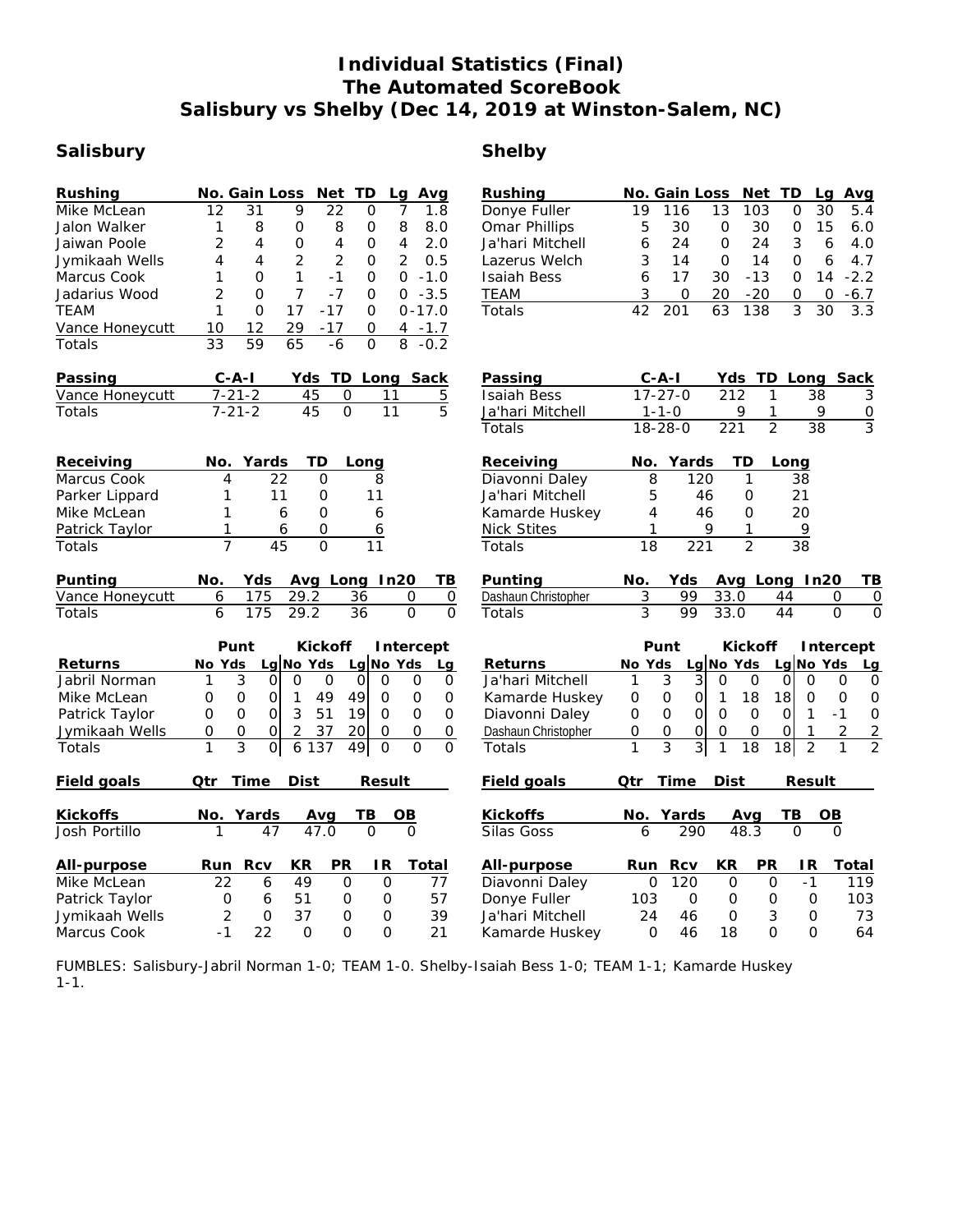# Individual Statistics (Final)
## The Automated ScoreBook
## Salisbury vs Shelby (Dec 14, 2019 at Winston-Salem, NC)

## Salisbury

| Rushing | No. | Gain | Loss | Net | TD | Lg | Avg |
|---|---|---|---|---|---|---|---|
| Mike McLean | 12 | 31 | 9 | 22 | 0 | 7 | 1.8 |
| Jalon Walker | 1 | 8 | 0 | 8 | 0 | 8 | 8.0 |
| Jaiwan Poole | 2 | 4 | 0 | 4 | 0 | 4 | 2.0 |
| Jymikaah Wells | 4 | 4 | 2 | 2 | 0 | 2 | 0.5 |
| Marcus Cook | 1 | 0 | 1 | -1 | 0 | 0 | -1.0 |
| Jadarius Wood | 2 | 0 | 7 | -7 | 0 | 0 | -3.5 |
| TEAM | 1 | 0 | 17 | -17 | 0 | 0 | -17.0 |
| Vance Honeycutt | 10 | 12 | 29 | -17 | 0 | 4 | -1.7 |
| Totals | 33 | 59 | 65 | -6 | 0 | 8 | -0.2 |

| Passing | C-A-I | Yds | TD | Long | Sack |
|---|---|---|---|---|---|
| Vance Honeycutt | 7-21-2 | 45 | 0 | 11 | 5 |
| Totals | 7-21-2 | 45 | 0 | 11 | 5 |

| Receiving | No. | Yards | TD | Long |
|---|---|---|---|---|
| Marcus Cook | 4 | 22 | 0 | 8 |
| Parker Lippard | 1 | 11 | 0 | 11 |
| Mike McLean | 1 | 6 | 0 | 6 |
| Patrick Taylor | 1 | 6 | 0 | 6 |
| Totals | 7 | 45 | 0 | 11 |

| Punting | No. | Yds | Avg | Long | In20 | TB |
|---|---|---|---|---|---|---|
| Vance Honeycutt | 6 | 175 | 29.2 | 36 | 0 | 0 |
| Totals | 6 | 175 | 29.2 | 36 | 0 | 0 |

| | Punt | | | Kickoff | | | Intercept | | |
|---|---|---|---|---|---|---|---|---|---|
| Returns | No | Yds | Lg | No | Yds | Lg | No | Yds | Lg |
| Jabril Norman | 1 | 3 | 0 | 0 | 0 | 0 | 0 | 0 | 0 |
| Mike McLean | 0 | 0 | 0 | 1 | 49 | 49 | 0 | 0 | 0 |
| Patrick Taylor | 0 | 0 | 0 | 3 | 51 | 19 | 0 | 0 | 0 |
| Jymikaah Wells | 0 | 0 | 0 | 2 | 37 | 20 | 0 | 0 | 0 |
| Totals | 1 | 3 | 0 | 6 | 137 | 49 | 0 | 0 | 0 |

| Field goals | Qtr | Time | Dist | Result |
|---|---|---|---|---|

| Kickoffs | No. | Yards | Avg | TB | OB |
|---|---|---|---|---|---|
| Josh Portillo | 1 | 47 | 47.0 | 0 | 0 |

| All-purpose | Run | Rcv | KR | PR | IR | Total |
|---|---|---|---|---|---|---|
| Mike McLean | 22 | 6 | 49 | 0 | 0 | 77 |
| Patrick Taylor | 0 | 6 | 51 | 0 | 0 | 57 |
| Jymikaah Wells | 2 | 0 | 37 | 0 | 0 | 39 |
| Marcus Cook | -1 | 22 | 0 | 0 | 0 | 21 |

## Shelby

| Rushing | No. | Gain | Loss | Net | TD | Lg | Avg |
|---|---|---|---|---|---|---|---|
| Donye Fuller | 19 | 116 | 13 | 103 | 0 | 30 | 5.4 |
| Omar Phillips | 5 | 30 | 0 | 30 | 0 | 15 | 6.0 |
| Ja'hari Mitchell | 6 | 24 | 0 | 24 | 3 | 6 | 4.0 |
| Lazerus Welch | 3 | 14 | 0 | 14 | 0 | 6 | 4.7 |
| Isaiah Bess | 6 | 17 | 30 | -13 | 0 | 14 | -2.2 |
| TEAM | 3 | 0 | 20 | -20 | 0 | 0 | -6.7 |
| Totals | 42 | 201 | 63 | 138 | 3 | 30 | 3.3 |

| Passing | C-A-I | Yds | TD | Long | Sack |
|---|---|---|---|---|---|
| Isaiah Bess | 17-27-0 | 212 | 1 | 38 | 3 |
| Ja'hari Mitchell | 1-1-0 | 9 | 1 | 9 | 0 |
| Totals | 18-28-0 | 221 | 2 | 38 | 3 |

| Receiving | No. | Yards | TD | Long |
|---|---|---|---|---|
| Diavonni Daley | 8 | 120 | 1 | 38 |
| Ja'hari Mitchell | 5 | 46 | 0 | 21 |
| Kamarde Huskey | 4 | 46 | 0 | 20 |
| Nick Stites | 1 | 9 | 1 | 9 |
| Totals | 18 | 221 | 2 | 38 |

| Punting | No. | Yds | Avg | Long | In20 | TB |
|---|---|---|---|---|---|---|
| Dashaun Christopher | 3 | 99 | 33.0 | 44 | 0 | 0 |
| Totals | 3 | 99 | 33.0 | 44 | 0 | 0 |

| | Punt | | | Kickoff | | | Intercept | | |
|---|---|---|---|---|---|---|---|---|---|
| Returns | No | Yds | Lg | No | Yds | Lg | No | Yds | Lg |
| Ja'hari Mitchell | 1 | 3 | 3 | 0 | 0 | 0 | 0 | 0 | 0 |
| Kamarde Huskey | 0 | 0 | 0 | 1 | 18 | 18 | 0 | 0 | 0 |
| Diavonni Daley | 0 | 0 | 0 | 0 | 0 | 0 | 1 | -1 | 0 |
| Dashaun Christopher | 0 | 0 | 0 | 0 | 0 | 0 | 1 | 2 | 2 |
| Totals | 1 | 3 | 3 | 1 | 18 | 18 | 2 | 1 | 2 |

| Field goals | Qtr | Time | Dist | Result |
|---|---|---|---|---|

| Kickoffs | No. | Yards | Avg | TB | OB |
|---|---|---|---|---|---|
| Silas Goss | 6 | 290 | 48.3 | 0 | 0 |

| All-purpose | Run | Rcv | KR | PR | IR | Total |
|---|---|---|---|---|---|---|
| Diavonni Daley | 0 | 120 | 0 | 0 | -1 | 119 |
| Donye Fuller | 103 | 0 | 0 | 0 | 0 | 103 |
| Ja'hari Mitchell | 24 | 46 | 0 | 3 | 0 | 73 |
| Kamarde Huskey | 0 | 46 | 18 | 0 | 0 | 64 |

FUMBLES: Salisbury-Jabril Norman 1-0; TEAM 1-0. Shelby-Isaiah Bess 1-0; TEAM 1-1; Kamarde Huskey 1-1.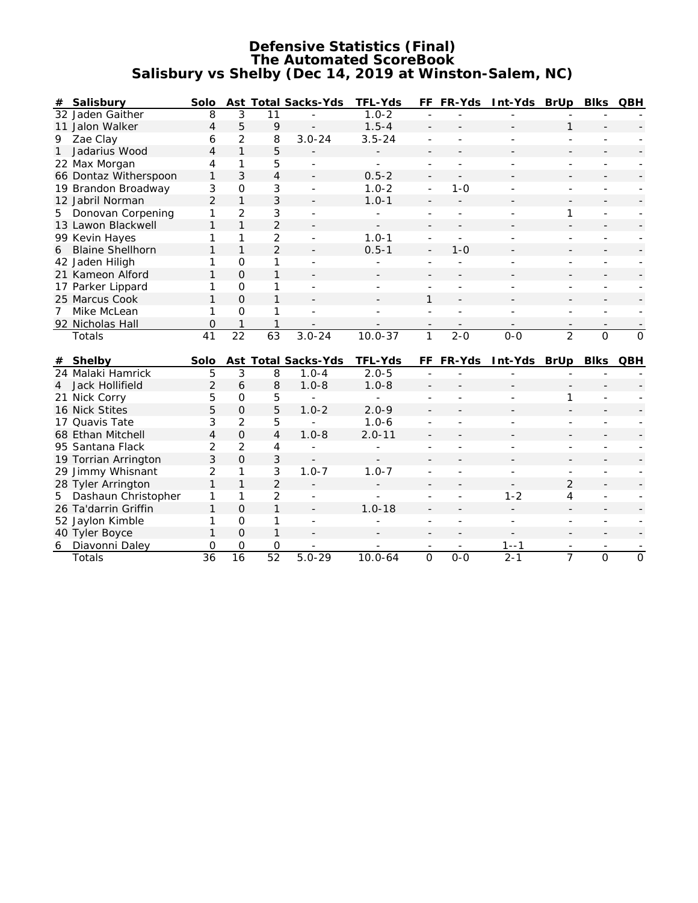# Defensive Statistics (Final)
## The Automated ScoreBook
## Salisbury vs Shelby (Dec 14, 2019 at Winston-Salem, NC)

| # | Salisbury | Solo | Ast | Total | Sacks-Yds | TFL-Yds | FF | FR-Yds | Int-Yds | BrUp | Blks | QBH |
|---|---|---|---|---|---|---|---|---|---|---|---|---|
| 32 | Jaden Gaither | 8 | 3 | 11 | - | 1.0-2 | - | - | - | - | - | - |
| 11 | Jalon Walker | 4 | 5 | 9 | - | 1.5-4 | - | - | - | 1 | - | - |
| 9 | Zae Clay | 6 | 2 | 8 | 3.0-24 | 3.5-24 | - | - | - | - | - | - |
| 1 | Jadarius Wood | 4 | 1 | 5 | - | - | - | - | - | - | - | - |
| 22 | Max Morgan | 4 | 1 | 5 | - | - | - | - | - | - | - | - |
| 66 | Dontaz Witherspoon | 1 | 3 | 4 | - | 0.5-2 | - | - | - | - | - | - |
| 19 | Brandon Broadway | 3 | 0 | 3 | - | 1.0-2 | - | 1-0 | - | - | - | - |
| 12 | Jabril Norman | 2 | 1 | 3 | - | 1.0-1 | - | - | - | - | - | - |
| 5 | Donovan Corpening | 1 | 2 | 3 | - | - | - | - | - | 1 | - | - |
| 13 | Lawon Blackwell | 1 | 1 | 2 | - | - | - | - | - | - | - | - |
| 99 | Kevin Hayes | 1 | 1 | 2 | - | 1.0-1 | - | - | - | - | - | - |
| 6 | Blaine Shellhorn | 1 | 1 | 2 | - | 0.5-1 | - | 1-0 | - | - | - | - |
| 42 | Jaden Hiligh | 1 | 0 | 1 | - | - | - | - | - | - | - | - |
| 21 | Kameon Alford | 1 | 0 | 1 | - | - | - | - | - | - | - | - |
| 17 | Parker Lippard | 1 | 0 | 1 | - | - | - | - | - | - | - | - |
| 25 | Marcus Cook | 1 | 0 | 1 | - | - | 1 | - | - | - | - | - |
| 7 | Mike McLean | 1 | 0 | 1 | - | - | - | - | - | - | - | - |
| 92 | Nicholas Hall | 0 | 1 | 1 | - | - | - | - | - | - | - | - |
| | Totals | 41 | 22 | 63 | 3.0-24 | 10.0-37 | 1 | 2-0 | 0-0 | 2 | 0 | 0 |

| # | Shelby | Solo | Ast | Total | Sacks-Yds | TFL-Yds | FF | FR-Yds | Int-Yds | BrUp | Blks | QBH |
|---|---|---|---|---|---|---|---|---|---|---|---|---|
| 24 | Malaki Hamrick | 5 | 3 | 8 | 1.0-4 | 2.0-5 | - | - | - | - | - | - |
| 4 | Jack Hollifield | 2 | 6 | 8 | 1.0-8 | 1.0-8 | - | - | - | - | - | - |
| 21 | Nick Corry | 5 | 0 | 5 | - | - | - | - | - | 1 | - | - |
| 16 | Nick Stites | 5 | 0 | 5 | 1.0-2 | 2.0-9 | - | - | - | - | - | - |
| 17 | Quavis Tate | 3 | 2 | 5 | - | 1.0-6 | - | - | - | - | - | - |
| 68 | Ethan Mitchell | 4 | 0 | 4 | 1.0-8 | 2.0-11 | - | - | - | - | - | - |
| 95 | Santana Flack | 2 | 2 | 4 | - | - | - | - | - | - | - | - |
| 19 | Torrian Arrington | 3 | 0 | 3 | - | - | - | - | - | - | - | - |
| 29 | Jimmy Whisnant | 2 | 1 | 3 | 1.0-7 | 1.0-7 | - | - | - | - | - | - |
| 28 | Tyler Arrington | 1 | 1 | 2 | - | - | - | - | - | 2 | - | - |
| 5 | Dashaun Christopher | 1 | 1 | 2 | - | - | - | - | 1-2 | 4 | - | - |
| 26 | Ta'darrin Griffin | 1 | 0 | 1 | - | 1.0-18 | - | - | - | - | - | - |
| 52 | Jaylon Kimble | 1 | 0 | 1 | - | - | - | - | - | - | - | - |
| 40 | Tyler Boyce | 1 | 0 | 1 | - | - | - | - | - | - | - | - |
| 6 | Diavonni Daley | 0 | 0 | 0 | - | - | - | - | 1--1 | - | - | - |
| | Totals | 36 | 16 | 52 | 5.0-29 | 10.0-64 | 0 | 0-0 | 2-1 | 7 | 0 | 0 |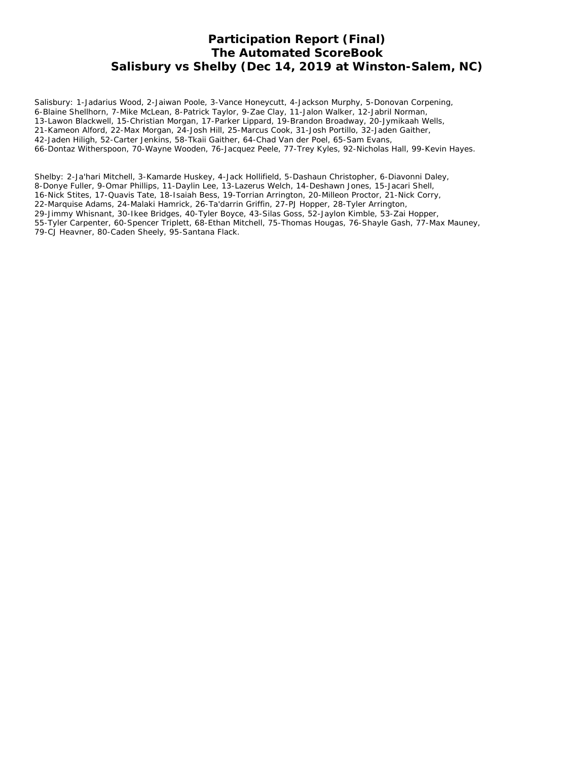# Participation Report (Final)
# The Automated ScoreBook
# Salisbury vs Shelby (Dec 14, 2019 at Winston-Salem, NC)

Salisbury: 1-Jadarius Wood, 2-Jaiwan Poole, 3-Vance Honeycutt, 4-Jackson Murphy, 5-Donovan Corpening, 6-Blaine Shellhorn, 7-Mike McLean, 8-Patrick Taylor, 9-Zae Clay, 11-Jalon Walker, 12-Jabril Norman, 13-Lawon Blackwell, 15-Christian Morgan, 17-Parker Lippard, 19-Brandon Broadway, 20-Jymikaah Wells, 21-Kameon Alford, 22-Max Morgan, 24-Josh Hill, 25-Marcus Cook, 31-Josh Portillo, 32-Jaden Gaither, 42-Jaden Hiligh, 52-Carter Jenkins, 58-Tkaii Gaither, 64-Chad Van der Poel, 65-Sam Evans, 66-Dontaz Witherspoon, 70-Wayne Wooden, 76-Jacquez Peele, 77-Trey Kyles, 92-Nicholas Hall, 99-Kevin Hayes.

Shelby: 2-Ja'hari Mitchell, 3-Kamarde Huskey, 4-Jack Hollifield, 5-Dashaun Christopher, 6-Diavonni Daley, 8-Donye Fuller, 9-Omar Phillips, 11-Daylin Lee, 13-Lazerus Welch, 14-Deshawn Jones, 15-Jacari Shell, 16-Nick Stites, 17-Quavis Tate, 18-Isaiah Bess, 19-Torrian Arrington, 20-Milleon Proctor, 21-Nick Corry, 22-Marquise Adams, 24-Malaki Hamrick, 26-Ta'darrin Griffin, 27-PJ Hopper, 28-Tyler Arrington, 29-Jimmy Whisnant, 30-Ikee Bridges, 40-Tyler Boyce, 43-Silas Goss, 52-Jaylon Kimble, 53-Zai Hopper, 55-Tyler Carpenter, 60-Spencer Triplett, 68-Ethan Mitchell, 75-Thomas Hougas, 76-Shayle Gash, 77-Max Mauney, 79-CJ Heavner, 80-Caden Sheely, 95-Santana Flack.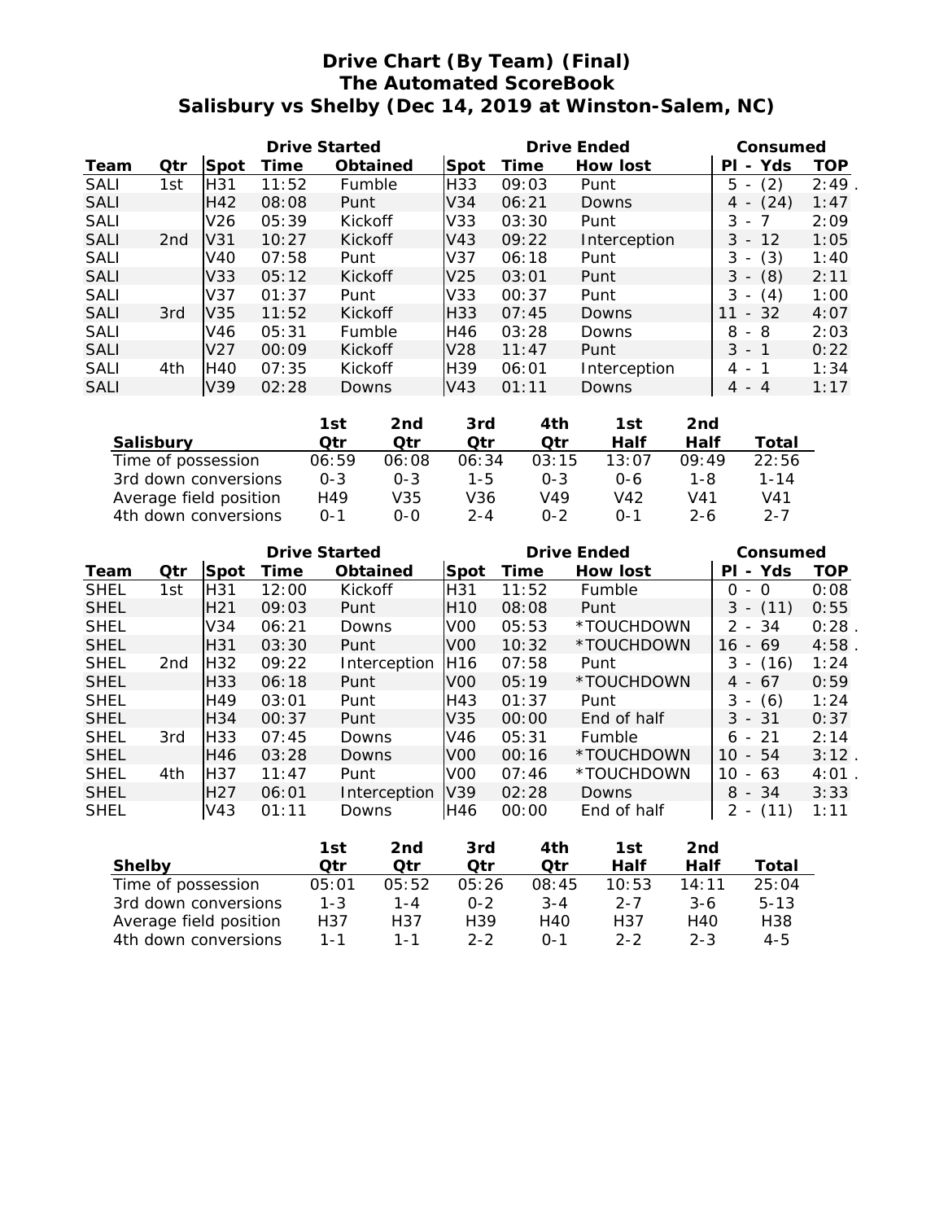# Drive Chart (By Team) (Final)
## The Automated ScoreBook
## Salisbury vs Shelby (Dec 14, 2019 at Winston-Salem, NC)

| | | Drive Started | | | Drive Ended | | | Consumed | |
|---|---|---|---|---|---|---|---|---|---|
| Team | Qtr | Spot | Time | Obtained | Spot | Time | How lost | Pl - Yds | TOP |
| SALI | 1st | H31 | 11:52 | Fumble | H33 | 09:03 | Punt | 5 - (2) | 2:49 . |
| SALI | | H42 | 08:08 | Punt | V34 | 06:21 | Downs | 4 - (24) | 1:47 |
| SALI | | V26 | 05:39 | Kickoff | V33 | 03:30 | Punt | 3 - 7 | 2:09 |
| SALI | 2nd | V31 | 10:27 | Kickoff | V43 | 09:22 | Interception | 3 - 12 | 1:05 |
| SALI | | V40 | 07:58 | Punt | V37 | 06:18 | Punt | 3 - (3) | 1:40 |
| SALI | | V33 | 05:12 | Kickoff | V25 | 03:01 | Punt | 3 - (8) | 2:11 |
| SALI | | V37 | 01:37 | Punt | V33 | 00:37 | Punt | 3 - (4) | 1:00 |
| SALI | 3rd | V35 | 11:52 | Kickoff | H33 | 07:45 | Downs | 11 - 32 | 4:07 |
| SALI | | V46 | 05:31 | Fumble | H46 | 03:28 | Downs | 8 - 8 | 2:03 |
| SALI | | V27 | 00:09 | Kickoff | V28 | 11:47 | Punt | 3 - 1 | 0:22 |
| SALI | 4th | H40 | 07:35 | Kickoff | H39 | 06:01 | Interception | 4 - 1 | 1:34 |
| SALI | | V39 | 02:28 | Downs | V43 | 01:11 | Downs | 4 - 4 | 1:17 |

| Salisbury | 1st Qtr | 2nd Qtr | 3rd Qtr | 4th Qtr | 1st Half | 2nd Half | Total |
|---|---|---|---|---|---|---|---|
| Time of possession | 06:59 | 06:08 | 06:34 | 03:15 | 13:07 | 09:49 | 22:56 |
| 3rd down conversions | 0-3 | 0-3 | 1-5 | 0-3 | 0-6 | 1-8 | 1-14 |
| Average field position | H49 | V35 | V36 | V49 | V42 | V41 | V41 |
| 4th down conversions | 0-1 | 0-0 | 2-4 | 0-2 | 0-1 | 2-6 | 2-7 |

| | | Drive Started | | | Drive Ended | | | Consumed | |
|---|---|---|---|---|---|---|---|---|---|
| Team | Qtr | Spot | Time | Obtained | Spot | Time | How lost | Pl - Yds | TOP |
| SHEL | 1st | H31 | 12:00 | Kickoff | H31 | 11:52 | Fumble | 0 - 0 | 0:08 |
| SHEL | | H21 | 09:03 | Punt | H10 | 08:08 | Punt | 3 - (11) | 0:55 |
| SHEL | | V34 | 06:21 | Downs | V00 | 05:53 | *TOUCHDOWN | 2 - 34 | 0:28 . |
| SHEL | | H31 | 03:30 | Punt | V00 | 10:32 | *TOUCHDOWN | 16 - 69 | 4:58 . |
| SHEL | 2nd | H32 | 09:22 | Interception | H16 | 07:58 | Punt | 3 - (16) | 1:24 |
| SHEL | | H33 | 06:18 | Punt | V00 | 05:19 | *TOUCHDOWN | 4 - 67 | 0:59 |
| SHEL | | H49 | 03:01 | Punt | H43 | 01:37 | Punt | 3 - (6) | 1:24 |
| SHEL | | H34 | 00:37 | Punt | V35 | 00:00 | End of half | 3 - 31 | 0:37 |
| SHEL | 3rd | H33 | 07:45 | Downs | V46 | 05:31 | Fumble | 6 - 21 | 2:14 |
| SHEL | | H46 | 03:28 | Downs | V00 | 00:16 | *TOUCHDOWN | 10 - 54 | 3:12 . |
| SHEL | 4th | H37 | 11:47 | Punt | V00 | 07:46 | *TOUCHDOWN | 10 - 63 | 4:01 . |
| SHEL | | H27 | 06:01 | Interception | V39 | 02:28 | Downs | 8 - 34 | 3:33 |
| SHEL | | V43 | 01:11 | Downs | H46 | 00:00 | End of half | 2 - (11) | 1:11 |

| Shelby | 1st Qtr | 2nd Qtr | 3rd Qtr | 4th Qtr | 1st Half | 2nd Half | Total |
|---|---|---|---|---|---|---|---|
| Time of possession | 05:01 | 05:52 | 05:26 | 08:45 | 10:53 | 14:11 | 25:04 |
| 3rd down conversions | 1-3 | 1-4 | 0-2 | 3-4 | 2-7 | 3-6 | 5-13 |
| Average field position | H37 | H37 | H39 | H40 | H37 | H40 | H38 |
| 4th down conversions | 1-1 | 1-1 | 2-2 | 0-1 | 2-2 | 2-3 | 4-5 |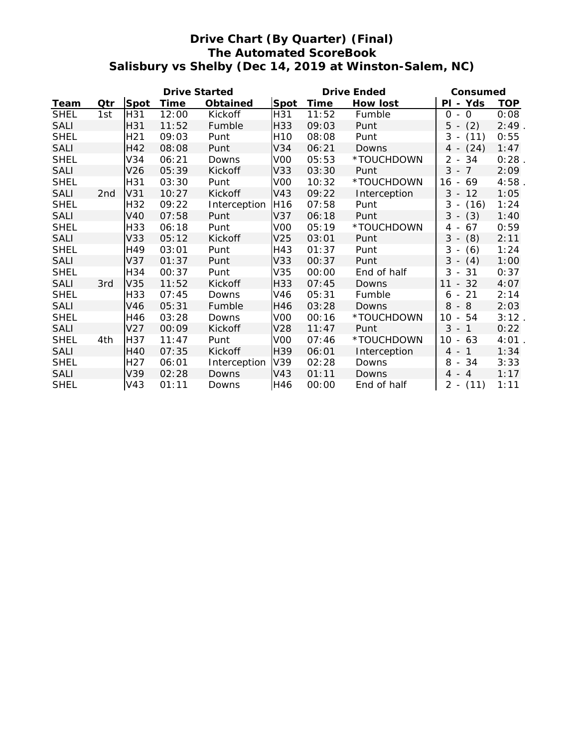# Drive Chart (By Quarter) (Final)
## The Automated ScoreBook
## Salisbury vs Shelby (Dec 14, 2019 at Winston-Salem, NC)

| Team | Qtr | Drive Started Spot | Drive Started Time | Drive Started Obtained | Drive Ended Spot | Drive Ended Time | Drive Ended How lost | Consumed Pl - Yds | Consumed TOP |
|---|---|---|---|---|---|---|---|---|---|
| SHEL | 1st | H31 | 12:00 | Kickoff | H31 | 11:52 | Fumble | 0 - 0 | 0:08 |
| SALI | | H31 | 11:52 | Fumble | H33 | 09:03 | Punt | 5 - (2) | 2:49 . |
| SHEL | | H21 | 09:03 | Punt | H10 | 08:08 | Punt | 3 - (11) | 0:55 |
| SALI | | H42 | 08:08 | Punt | V34 | 06:21 | Downs | 4 - (24) | 1:47 |
| SHEL | | V34 | 06:21 | Downs | V00 | 05:53 | *TOUCHDOWN | 2 - 34 | 0:28 . |
| SALI | | V26 | 05:39 | Kickoff | V33 | 03:30 | Punt | 3 - 7 | 2:09 |
| SHEL | | H31 | 03:30 | Punt | V00 | 10:32 | *TOUCHDOWN | 16 - 69 | 4:58 . |
| SALI | 2nd | V31 | 10:27 | Kickoff | V43 | 09:22 | Interception | 3 - 12 | 1:05 |
| SHEL | | H32 | 09:22 | Interception | H16 | 07:58 | Punt | 3 - (16) | 1:24 |
| SALI | | V40 | 07:58 | Punt | V37 | 06:18 | Punt | 3 - (3) | 1:40 |
| SHEL | | H33 | 06:18 | Punt | V00 | 05:19 | *TOUCHDOWN | 4 - 67 | 0:59 |
| SALI | | V33 | 05:12 | Kickoff | V25 | 03:01 | Punt | 3 - (8) | 2:11 |
| SHEL | | H49 | 03:01 | Punt | H43 | 01:37 | Punt | 3 - (6) | 1:24 |
| SALI | | V37 | 01:37 | Punt | V33 | 00:37 | Punt | 3 - (4) | 1:00 |
| SHEL | | H34 | 00:37 | Punt | V35 | 00:00 | End of half | 3 - 31 | 0:37 |
| SALI | 3rd | V35 | 11:52 | Kickoff | H33 | 07:45 | Downs | 11 - 32 | 4:07 |
| SHEL | | H33 | 07:45 | Downs | V46 | 05:31 | Fumble | 6 - 21 | 2:14 |
| SALI | | V46 | 05:31 | Fumble | H46 | 03:28 | Downs | 8 - 8 | 2:03 |
| SHEL | | H46 | 03:28 | Downs | V00 | 00:16 | *TOUCHDOWN | 10 - 54 | 3:12 . |
| SALI | | V27 | 00:09 | Kickoff | V28 | 11:47 | Punt | 3 - 1 | 0:22 |
| SHEL | 4th | H37 | 11:47 | Punt | V00 | 07:46 | *TOUCHDOWN | 10 - 63 | 4:01 . |
| SALI | | H40 | 07:35 | Kickoff | H39 | 06:01 | Interception | 4 - 1 | 1:34 |
| SHEL | | H27 | 06:01 | Interception | V39 | 02:28 | Downs | 8 - 34 | 3:33 |
| SALI | | V39 | 02:28 | Downs | V43 | 01:11 | Downs | 4 - 4 | 1:17 |
| SHEL | | V43 | 01:11 | Downs | H46 | 00:00 | End of half | 2 - (11) | 1:11 |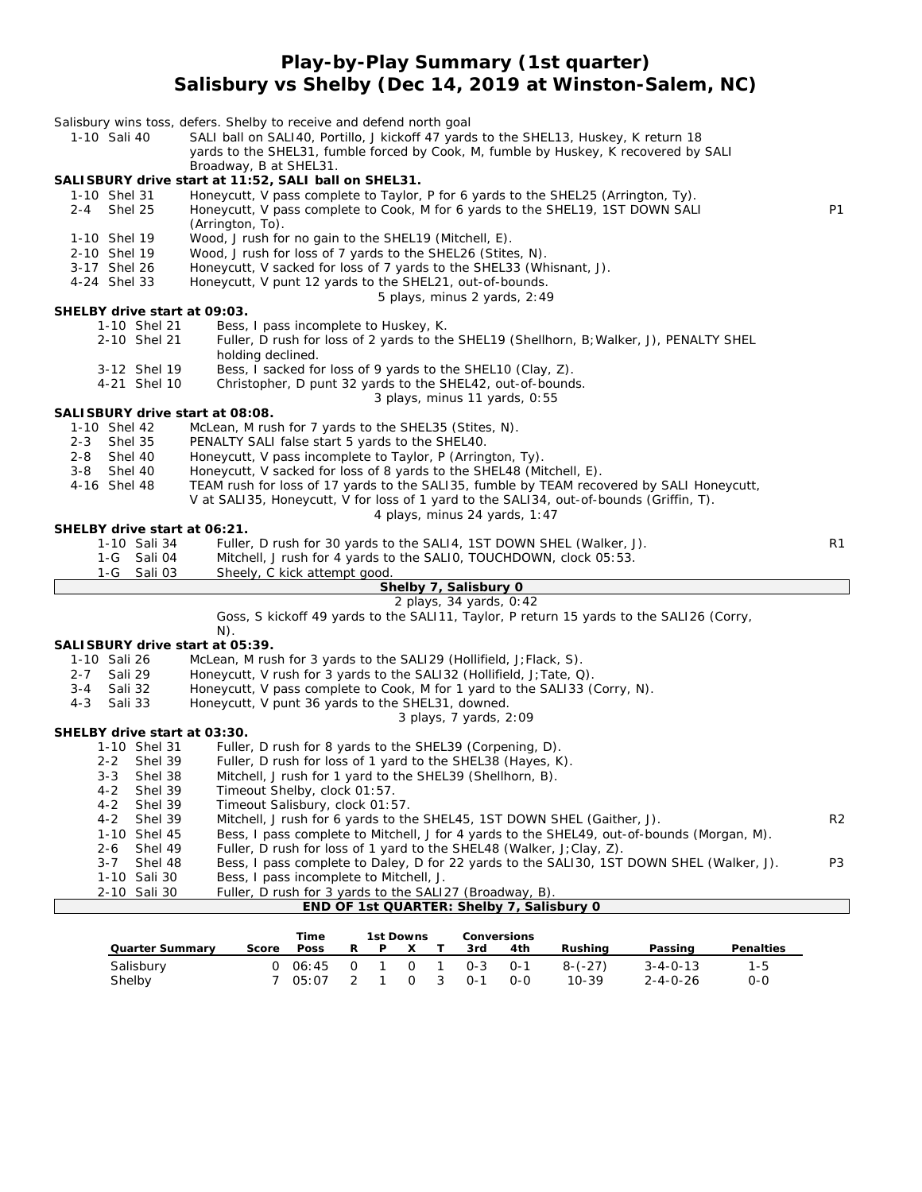# Play-by-Play Summary (1st quarter)
## Salisbury vs Shelby (Dec 14, 2019 at Winston-Salem, NC)

Salisbury wins toss, defers. Shelby to receive and defend north goal

| | | |
|---|---|---|
| 1-10 Sali 40 | SALI ball on SALI40, Portillo, J kickoff 47 yards to the SHEL13, Huskey, K return 18 yards to the SHEL31, fumble forced by Cook, M, fumble by Huskey, K recovered by SALI Broadway, B at SHEL31. | |

**SALISBURY drive start at 11:52, SALI ball on SHEL31.**

| | | |
|---|---|---|
| 1-10 Shel 31 | Honeycutt, V pass complete to Taylor, P for 6 yards to the SHEL25 (Arrington, Ty). | |
| 2-4 Shel 25 | Honeycutt, V pass complete to Cook, M for 6 yards to the SHEL19, 1ST DOWN SALI (Arrington, To). | P1 |
| 1-10 Shel 19 | Wood, J rush for no gain to the SHEL19 (Mitchell, E). | |
| 2-10 Shel 19 | Wood, J rush for loss of 7 yards to the SHEL26 (Stites, N). | |
| 3-17 Shel 26 | Honeycutt, V sacked for loss of 7 yards to the SHEL33 (Whisnant, J). | |
| 4-24 Shel 33 | Honeycutt, V punt 12 yards to the SHEL21, out-of-bounds. | |
| | 5 plays, minus 2 yards, 2:49 | |

**SHELBY drive start at 09:03.**

| | | |
|---|---|---|
| 1-10 Shel 21 | Bess, I pass incomplete to Huskey, K. | |
| 2-10 Shel 21 | Fuller, D rush for loss of 2 yards to the SHEL19 (Shellhorn, B;Walker, J), PENALTY SHEL holding declined. | |
| 3-12 Shel 19 | Bess, I sacked for loss of 9 yards to the SHEL10 (Clay, Z). | |
| 4-21 Shel 10 | Christopher, D punt 32 yards to the SHEL42, out-of-bounds. | |
| | 3 plays, minus 11 yards, 0:55 | |

**SALISBURY drive start at 08:08.**

| | | |
|---|---|---|
| 1-10 Shel 42 | McLean, M rush for 7 yards to the SHEL35 (Stites, N). | |
| 2-3 Shel 35 | PENALTY SALI false start 5 yards to the SHEL40. | |
| 2-8 Shel 40 | Honeycutt, V pass incomplete to Taylor, P (Arrington, Ty). | |
| 3-8 Shel 40 | Honeycutt, V sacked for loss of 8 yards to the SHEL48 (Mitchell, E). | |
| 4-16 Shel 48 | TEAM rush for loss of 17 yards to the SALI35, fumble by TEAM recovered by SALI Honeycutt, V at SALI35, Honeycutt, V for loss of 1 yard to the SALI34, out-of-bounds (Griffin, T). | |
| | 4 plays, minus 24 yards, 1:47 | |

**SHELBY drive start at 06:21.**

| | | |
|---|---|---|
| 1-10 Sali 34 | Fuller, D rush for 30 yards to the SALI4, 1ST DOWN SHEL (Walker, J). | R1 |
| 1-G Sali 04 | Mitchell, J rush for 4 yards to the SALI0, TOUCHDOWN, clock 05:53. | |
| 1-G Sali 03 | Sheely, C kick attempt good. | |
| | **Shelby 7, Salisbury 0** | |
| | 2 plays, 34 yards, 0:42 | |
| | Goss, S kickoff 49 yards to the SALI11, Taylor, P return 15 yards to the SALI26 (Corry, N). | |

**SALISBURY drive start at 05:39.**

| | | |
|---|---|---|
| 1-10 Sali 26 | McLean, M rush for 3 yards to the SALI29 (Hollifield, J;Flack, S). | |
| 2-7 Sali 29 | Honeycutt, V rush for 3 yards to the SALI32 (Hollifield, J;Tate, Q). | |
| 3-4 Sali 32 | Honeycutt, V pass complete to Cook, M for 1 yard to the SALI33 (Corry, N). | |
| 4-3 Sali 33 | Honeycutt, V punt 36 yards to the SHEL31, downed. | |
| | 3 plays, 7 yards, 2:09 | |

**SHELBY drive start at 03:30.**

| | | |
|---|---|---|
| 1-10 Shel 31 | Fuller, D rush for 8 yards to the SHEL39 (Corpening, D). | |
| 2-2 Shel 39 | Fuller, D rush for loss of 1 yard to the SHEL38 (Hayes, K). | |
| 3-3 Shel 38 | Mitchell, J rush for 1 yard to the SHEL39 (Shellhorn, B). | |
| 4-2 Shel 39 | Timeout Shelby, clock 01:57. | |
| 4-2 Shel 39 | Timeout Salisbury, clock 01:57. | |
| 4-2 Shel 39 | Mitchell, J rush for 6 yards to the SHEL45, 1ST DOWN SHEL (Gaither, J). | R2 |
| 1-10 Shel 45 | Bess, I pass complete to Mitchell, J for 4 yards to the SHEL49, out-of-bounds (Morgan, M). | |
| 2-6 Shel 49 | Fuller, D rush for loss of 1 yard to the SHEL48 (Walker, J;Clay, Z). | |
| 3-7 Shel 48 | Bess, I pass complete to Daley, D for 22 yards to the SALI30, 1ST DOWN SHEL (Walker, J). | P3 |
| 1-10 Sali 30 | Bess, I pass incomplete to Mitchell, J. | |
| 2-10 Sali 30 | Fuller, D rush for 3 yards to the SALI27 (Broadway, B). | |
| | **END OF 1st QUARTER: Shelby 7, Salisbury 0** | |

| Quarter Summary | Score | Time Poss | 1st Downs R | P | X | T | Conversions 3rd | 4th | Rushing | Passing | Penalties |
|---|---|---|---|---|---|---|---|---|---|---|---|
| Salisbury | 0 | 06:45 | 0 | 1 | 0 | 1 | 0-3 | 0-1 | 8-(-27) | 3-4-0-13 | 1-5 |
| Shelby | 7 | 05:07 | 2 | 1 | 0 | 3 | 0-1 | 0-0 | 10-39 | 2-4-0-26 | 0-0 |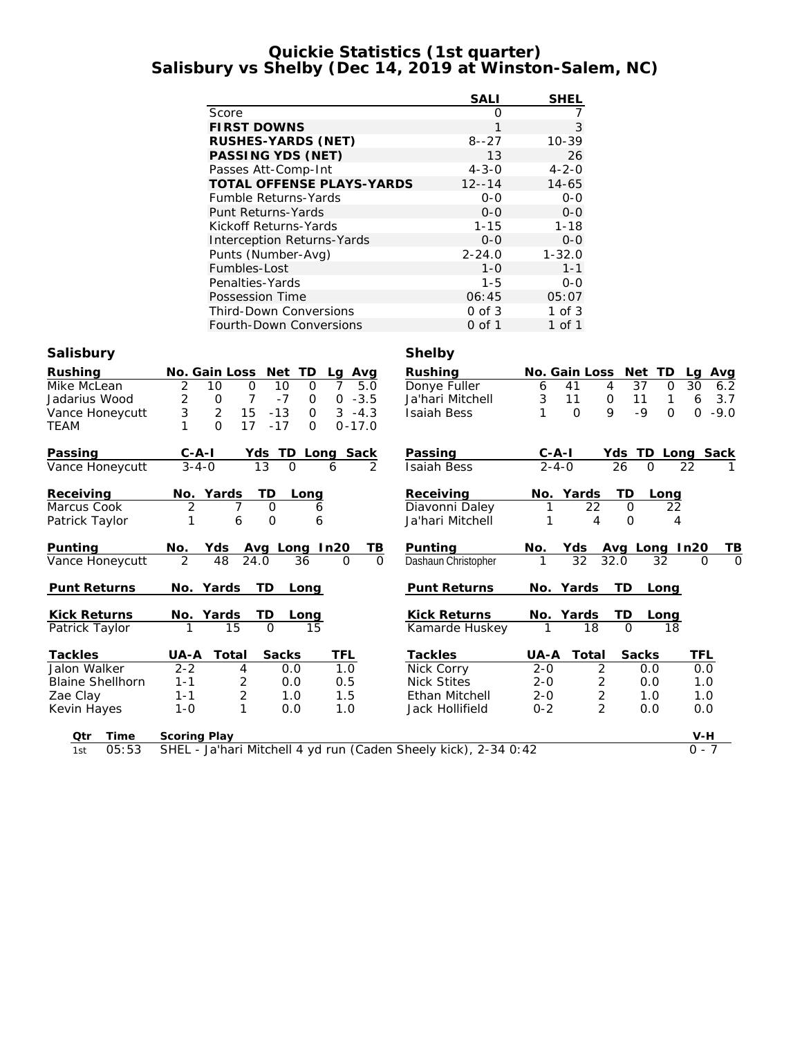# Quickie Statistics (1st quarter)
## Salisbury vs Shelby (Dec 14, 2019 at Winston-Salem, NC)

| | SALI | SHEL |
|---|---|---|
| Score | 0 | 7 |
| **FIRST DOWNS** | 1 | 3 |
| **RUSHES-YARDS (NET)** | 8--27 | 10-39 |
| **PASSING YDS (NET)** | 13 | 26 |
| Passes Att-Comp-Int | 4-3-0 | 4-2-0 |
| **TOTAL OFFENSE PLAYS-YARDS** | 12--14 | 14-65 |
| Fumble Returns-Yards | 0-0 | 0-0 |
| Punt Returns-Yards | 0-0 | 0-0 |
| Kickoff Returns-Yards | 1-15 | 1-18 |
| Interception Returns-Yards | 0-0 | 0-0 |
| Punts (Number-Avg) | 2-24.0 | 1-32.0 |
| Fumbles-Lost | 1-0 | 1-1 |
| Penalties-Yards | 1-5 | 0-0 |
| Possession Time | 06:45 | 05:07 |
| Third-Down Conversions | 0 of 3 | 1 of 3 |
| Fourth-Down Conversions | 0 of 1 | 1 of 1 |

## Salisbury

| Rushing | No. | Gain | Loss | Net | TD | Lg | Avg |
|---|---|---|---|---|---|---|---|
| Mike McLean | 2 | 10 | 0 | 10 | 0 | 7 | 5.0 |
| Jadarius Wood | 2 | 0 | 7 | -7 | 0 | 0 | -3.5 |
| Vance Honeycutt | 3 | 2 | 15 | -13 | 0 | 3 | -4.3 |
| TEAM | 1 | 0 | 17 | -17 | 0 | 0 | -17.0 |

| Passing | C-A-I | Yds | TD | Long | Sack |
|---|---|---|---|---|---|
| Vance Honeycutt | 3-4-0 | 13 | 0 | 6 | 2 |

| Receiving | No. | Yards | TD | Long |
|---|---|---|---|---|
| Marcus Cook | 2 | 7 | 0 | 6 |
| Patrick Taylor | 1 | 6 | 0 | 6 |

| Punting | No. | Yds | Avg | Long | In20 | TB |
|---|---|---|---|---|---|---|
| Vance Honeycutt | 2 | 48 | 24.0 | 36 | 0 | 0 |

| Punt Returns | No. | Yards | TD | Long |
|---|---|---|---|---|

| Kick Returns | No. | Yards | TD | Long |
|---|---|---|---|---|
| Patrick Taylor | 1 | 15 | 0 | 15 |

| Tackles | UA-A | Total | Sacks | TFL |
|---|---|---|---|---|
| Jalon Walker | 2-2 | 4 | 0.0 | 1.0 |
| Blaine Shellhorn | 1-1 | 2 | 0.0 | 0.5 |
| Zae Clay | 1-1 | 2 | 1.0 | 1.5 |
| Kevin Hayes | 1-0 | 1 | 0.0 | 1.0 |

## Shelby

| Rushing | No. | Gain | Loss | Net | TD | Lg | Avg |
|---|---|---|---|---|---|---|---|
| Donye Fuller | 6 | 41 | 4 | 37 | 0 | 30 | 6.2 |
| Ja'hari Mitchell | 3 | 11 | 0 | 11 | 1 | 6 | 3.7 |
| Isaiah Bess | 1 | 0 | 9 | -9 | 0 | 0 | -9.0 |

| Passing | C-A-I | Yds | TD | Long | Sack |
|---|---|---|---|---|---|
| Isaiah Bess | 2-4-0 | 26 | 0 | 22 | 1 |

| Receiving | No. | Yards | TD | Long |
|---|---|---|---|---|
| Diavonni Daley | 1 | 22 | 0 | 22 |
| Ja'hari Mitchell | 1 | 4 | 0 | 4 |

| Punting | No. | Yds | Avg | Long | In20 | TB |
|---|---|---|---|---|---|---|
| Dashaun Christopher | 1 | 32 | 32.0 | 32 | 0 | 0 |

| Punt Returns | No. | Yards | TD | Long |
|---|---|---|---|---|

| Kick Returns | No. | Yards | TD | Long |
|---|---|---|---|---|
| Kamarde Huskey | 1 | 18 | 0 | 18 |

| Tackles | UA-A | Total | Sacks | TFL |
|---|---|---|---|---|
| Nick Corry | 2-0 | 2 | 0.0 | 0.0 |
| Nick Stites | 2-0 | 2 | 0.0 | 1.0 |
| Ethan Mitchell | 2-0 | 2 | 1.0 | 1.0 |
| Jack Hollifield | 0-2 | 2 | 0.0 | 0.0 |

| Qtr | Time | Scoring Play | V-H |
|---|---|---|---|
| 1st | 05:53 | SHEL - Ja'hari Mitchell 4 yd run (Caden Sheely kick), 2-34 0:42 | 0 - 7 |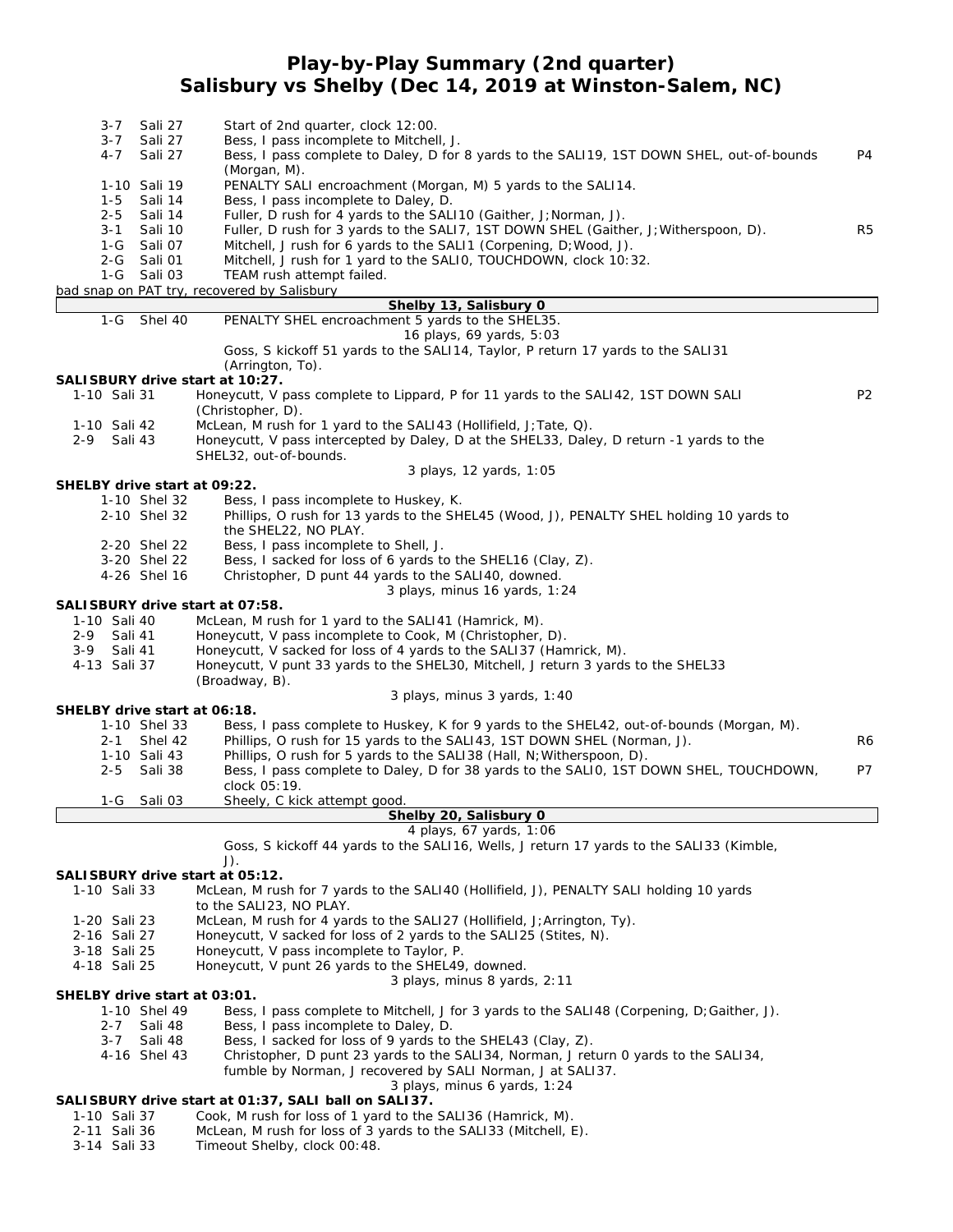# Play-by-Play Summary (2nd quarter)
## Salisbury vs Shelby (Dec 14, 2019 at Winston-Salem, NC)

| Down | Spot | Play | |
|---|---|---|---|
| 3-7 | Sali 27 | Start of 2nd quarter, clock 12:00. | |
| 3-7 | Sali 27 | Bess, I pass incomplete to Mitchell, J. | |
| 4-7 | Sali 27 | Bess, I pass complete to Daley, D for 8 yards to the SALI19, 1ST DOWN SHEL, out-of-bounds (Morgan, M). | P4 |
| 1-10 | Sali 19 | PENALTY SALI encroachment (Morgan, M) 5 yards to the SALI14. | |
| 1-5 | Sali 14 | Bess, I pass incomplete to Daley, D. | |
| 2-5 | Sali 14 | Fuller, D rush for 4 yards to the SALI10 (Gaither, J;Norman, J). | |
| 3-1 | Sali 10 | Fuller, D rush for 3 yards to the SALI7, 1ST DOWN SHEL (Gaither, J;Witherspoon, D). | R5 |
| 1-G | Sali 07 | Mitchell, J rush for 6 yards to the SALI1 (Corpening, D;Wood, J). | |
| 2-G | Sali 01 | Mitchell, J rush for 1 yard to the SALI0, TOUCHDOWN, clock 10:32. | |
| 1-G | Sali 03 | TEAM rush attempt failed. | |

bad snap on PAT try, recovered by Salisbury

**Shelby 13, Salisbury 0**

| Down | Spot | Play | |
|---|---|---|---|
| 1-G | Shel 40 | PENALTY SHEL encroachment 5 yards to the SHEL35. | |

16 plays, 69 yards, 5:03

Goss, S kickoff 51 yards to the SALI14, Taylor, P return 17 yards to the SALI31 (Arrington, To).

**SALISBURY drive start at 10:27.**

| Down | Spot | Play | |
|---|---|---|---|
| 1-10 | Sali 31 | Honeycutt, V pass complete to Lippard, P for 11 yards to the SALI42, 1ST DOWN SALI (Christopher, D). | P2 |
| 1-10 | Sali 42 | McLean, M rush for 1 yard to the SALI43 (Hollifield, J;Tate, Q). | |
| 2-9 | Sali 43 | Honeycutt, V pass intercepted by Daley, D at the SHEL33, Daley, D return -1 yards to the SHEL32, out-of-bounds. | |

3 plays, 12 yards, 1:05

**SHELBY drive start at 09:22.**

| Down | Spot | Play | |
|---|---|---|---|
| 1-10 | Shel 32 | Bess, I pass incomplete to Huskey, K. | |
| 2-10 | Shel 32 | Phillips, O rush for 13 yards to the SHEL45 (Wood, J), PENALTY SHEL holding 10 yards to the SHEL22, NO PLAY. | |
| 2-20 | Shel 22 | Bess, I pass incomplete to Shell, J. | |
| 3-20 | Shel 22 | Bess, I sacked for loss of 6 yards to the SHEL16 (Clay, Z). | |
| 4-26 | Shel 16 | Christopher, D punt 44 yards to the SALI40, downed. | |

3 plays, minus 16 yards, 1:24

**SALISBURY drive start at 07:58.**

| Down | Spot | Play | |
|---|---|---|---|
| 1-10 | Sali 40 | McLean, M rush for 1 yard to the SALI41 (Hamrick, M). | |
| 2-9 | Sali 41 | Honeycutt, V pass incomplete to Cook, M (Christopher, D). | |
| 3-9 | Sali 41 | Honeycutt, V sacked for loss of 4 yards to the SALI37 (Hamrick, M). | |
| 4-13 | Sali 37 | Honeycutt, V punt 33 yards to the SHEL30, Mitchell, J return 3 yards to the SHEL33 (Broadway, B). | |

3 plays, minus 3 yards, 1:40

**SHELBY drive start at 06:18.**

| Down | Spot | Play | |
|---|---|---|---|
| 1-10 | Shel 33 | Bess, I pass complete to Huskey, K for 9 yards to the SHEL42, out-of-bounds (Morgan, M). | |
| 2-1 | Shel 42 | Phillips, O rush for 15 yards to the SALI43, 1ST DOWN SHEL (Norman, J). | R6 |
| 1-10 | Sali 43 | Phillips, O rush for 5 yards to the SALI38 (Hall, N;Witherspoon, D). | |
| 2-5 | Sali 38 | Bess, I pass complete to Daley, D for 38 yards to the SALI0, 1ST DOWN SHEL, TOUCHDOWN, clock 05:19. | P7 |
| 1-G | Sali 03 | Sheely, C kick attempt good. | |

**Shelby 20, Salisbury 0**

4 plays, 67 yards, 1:06

Goss, S kickoff 44 yards to the SALI16, Wells, J return 17 yards to the SALI33 (Kimble, J).

**SALISBURY drive start at 05:12.**

| Down | Spot | Play | |
|---|---|---|---|
| 1-10 | Sali 33 | McLean, M rush for 7 yards to the SALI40 (Hollifield, J), PENALTY SALI holding 10 yards to the SALI23, NO PLAY. | |
| 1-20 | Sali 23 | McLean, M rush for 4 yards to the SALI27 (Hollifield, J;Arrington, Ty). | |
| 2-16 | Sali 27 | Honeycutt, V sacked for loss of 2 yards to the SALI25 (Stites, N). | |
| 3-18 | Sali 25 | Honeycutt, V pass incomplete to Taylor, P. | |
| 4-18 | Sali 25 | Honeycutt, V punt 26 yards to the SHEL49, downed. | |

3 plays, minus 8 yards, 2:11

**SHELBY drive start at 03:01.**

| Down | Spot | Play | |
|---|---|---|---|
| 1-10 | Shel 49 | Bess, I pass complete to Mitchell, J for 3 yards to the SALI48 (Corpening, D;Gaither, J). | |
| 2-7 | Sali 48 | Bess, I pass incomplete to Daley, D. | |
| 3-7 | Sali 48 | Bess, I sacked for loss of 9 yards to the SHEL43 (Clay, Z). | |
| 4-16 | Shel 43 | Christopher, D punt 23 yards to the SALI34, Norman, J return 0 yards to the SALI34, fumble by Norman, J recovered by SALI Norman, J at SALI37. | |

3 plays, minus 6 yards, 1:24

**SALISBURY drive start at 01:37, SALI ball on SALI37.**

| Down | Spot | Play | |
|---|---|---|---|
| 1-10 | Sali 37 | Cook, M rush for loss of 1 yard to the SALI36 (Hamrick, M). | |
| 2-11 | Sali 36 | McLean, M rush for loss of 3 yards to the SALI33 (Mitchell, E). | |
| 3-14 | Sali 33 | Timeout Shelby, clock 00:48. | |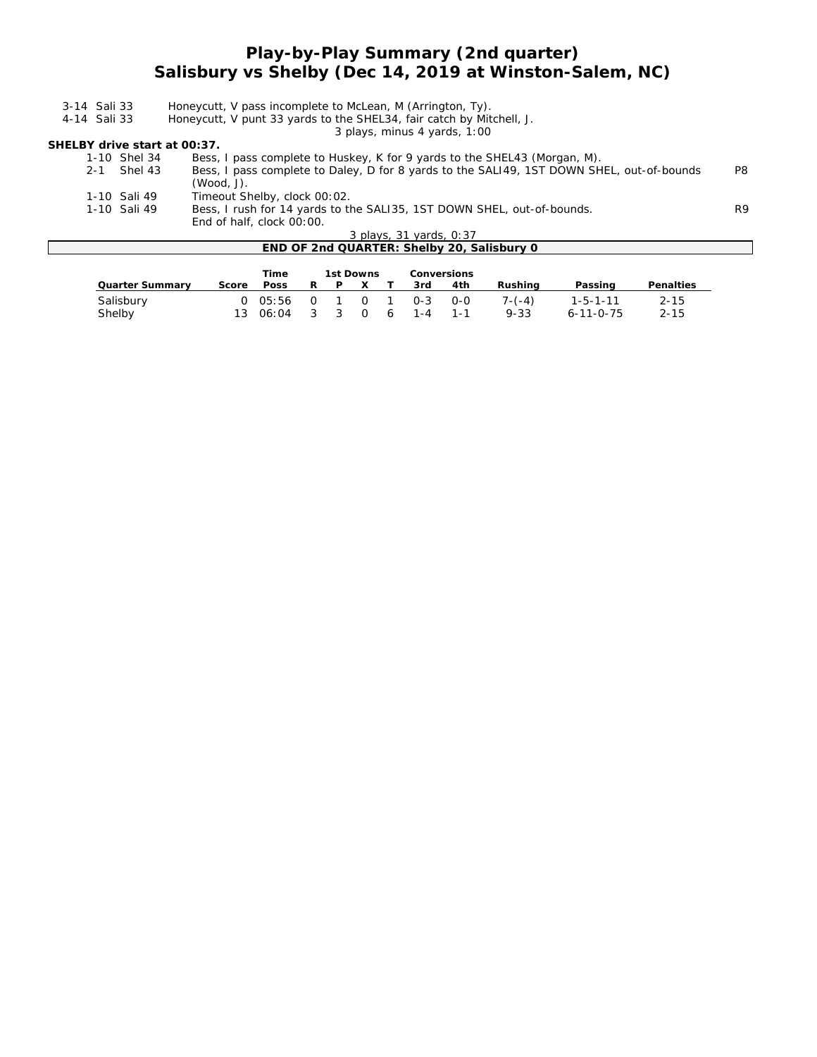# Play-by-Play Summary (2nd quarter)
## Salisbury vs Shelby (Dec 14, 2019 at Winston-Salem, NC)

| | | |
|---|---|---|
| 3-14 Sali 33 | Honeycutt, V pass incomplete to McLean, M (Arrington, Ty). | |
| 4-14 Sali 33 | Honeycutt, V punt 33 yards to the SHEL34, fair catch by Mitchell, J. | |
| | 3 plays, minus 4 yards, 1:00 | |

**SHELBY drive start at 00:37.**

| | | |
|---|---|---|
| 1-10 Shel 34 | Bess, I pass complete to Huskey, K for 9 yards to the SHEL43 (Morgan, M). | |
| 2-1 Shel 43 | Bess, I pass complete to Daley, D for 8 yards to the SALI49, 1ST DOWN SHEL, out-of-bounds (Wood, J). | P8 |
| 1-10 Sali 49 | Timeout Shelby, clock 00:02. | |
| 1-10 Sali 49 | Bess, I rush for 14 yards to the SALI35, 1ST DOWN SHEL, out-of-bounds. End of half, clock 00:00. | R9 |
| | 3 plays, 31 yards, 0:37 | |

**END OF 2nd QUARTER: Shelby 20, Salisbury 0**

| Quarter Summary | Score | Time Poss | 1st Downs R | P | X | T | Conversions 3rd | 4th | Rushing | Passing | Penalties |
|---|---|---|---|---|---|---|---|---|---|---|---|
| Salisbury | 0 | 05:56 | 0 | 1 | 0 | 1 | 0-3 | 0-0 | 7-(-4) | 1-5-1-11 | 2-15 |
| Shelby | 13 | 06:04 | 3 | 3 | 0 | 6 | 1-4 | 1-1 | 9-33 | 6-11-0-75 | 2-15 |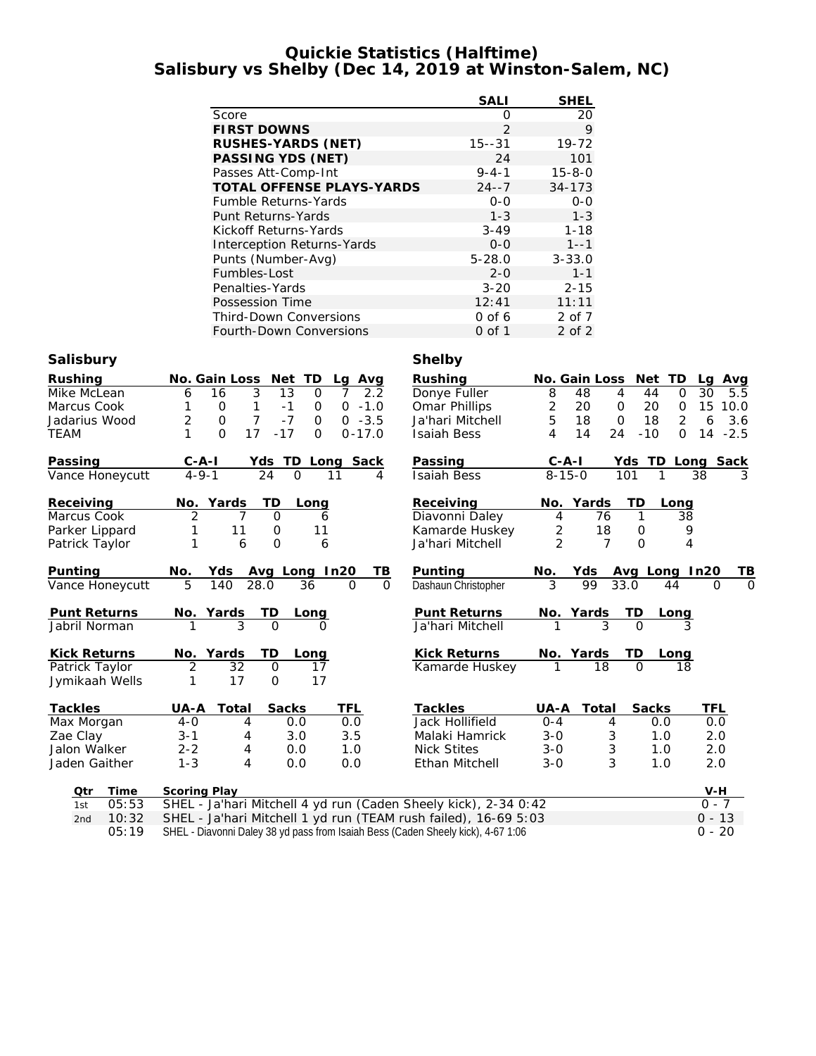# Quickie Statistics (Halftime)
## Salisbury vs Shelby (Dec 14, 2019 at Winston-Salem, NC)

| | SALI | SHEL |
|---|---|---|
| Score | 0 | 20 |
| **FIRST DOWNS** | 2 | 9 |
| **RUSHES-YARDS (NET)** | 15--31 | 19-72 |
| **PASSING YDS (NET)** | 24 | 101 |
| Passes Att-Comp-Int | 9-4-1 | 15-8-0 |
| **TOTAL OFFENSE PLAYS-YARDS** | 24--7 | 34-173 |
| Fumble Returns-Yards | 0-0 | 0-0 |
| Punt Returns-Yards | 1-3 | 1-3 |
| Kickoff Returns-Yards | 3-49 | 1-18 |
| Interception Returns-Yards | 0-0 | 1--1 |
| Punts (Number-Avg) | 5-28.0 | 3-33.0 |
| Fumbles-Lost | 2-0 | 1-1 |
| Penalties-Yards | 3-20 | 2-15 |
| Possession Time | 12:41 | 11:11 |
| Third-Down Conversions | 0 of 6 | 2 of 7 |
| Fourth-Down Conversions | 0 of 1 | 2 of 2 |

### Salisbury

| Rushing | No. | Gain | Loss | Net | TD | Lg | Avg |
|---|---|---|---|---|---|---|---|
| Mike McLean | 6 | 16 | 3 | 13 | 0 | 7 | 2.2 |
| Marcus Cook | 1 | 0 | 1 | -1 | 0 | 0 | -1.0 |
| Jadarius Wood | 2 | 0 | 7 | -7 | 0 | 0 | -3.5 |
| TEAM | 1 | 0 | 17 | -17 | 0 | 0 | -17.0 |

| Passing | C-A-I | Yds | TD | Long | Sack |
|---|---|---|---|---|---|
| Vance Honeycutt | 4-9-1 | 24 | 0 | 11 | 4 |

| Receiving | No. | Yards | TD | Long |
|---|---|---|---|---|
| Marcus Cook | 2 | 7 | 0 | 6 |
| Parker Lippard | 1 | 11 | 0 | 11 |
| Patrick Taylor | 1 | 6 | 0 | 6 |

| Punting | No. | Yds | Avg | Long | In20 | TB |
|---|---|---|---|---|---|---|
| Vance Honeycutt | 5 | 140 | 28.0 | 36 | 0 | 0 |

| Punt Returns | No. | Yards | TD | Long |
|---|---|---|---|---|
| Jabril Norman | 1 | 3 | 0 | 0 |

| Kick Returns | No. | Yards | TD | Long |
|---|---|---|---|---|
| Patrick Taylor | 2 | 32 | 0 | 17 |
| Jymikaah Wells | 1 | 17 | 0 | 17 |

| Tackles | UA-A | Total | Sacks | TFL |
|---|---|---|---|---|
| Max Morgan | 4-0 | 4 | 0.0 | 0.0 |
| Zae Clay | 3-1 | 4 | 3.0 | 3.5 |
| Jalon Walker | 2-2 | 4 | 0.0 | 1.0 |
| Jaden Gaither | 1-3 | 4 | 0.0 | 0.0 |

### Shelby

| Rushing | No. | Gain | Loss | Net | TD | Lg | Avg |
|---|---|---|---|---|---|---|---|
| Donye Fuller | 8 | 48 | 4 | 44 | 0 | 30 | 5.5 |
| Omar Phillips | 2 | 20 | 0 | 20 | 0 | 15 | 10.0 |
| Ja'hari Mitchell | 5 | 18 | 0 | 18 | 2 | 6 | 3.6 |
| Isaiah Bess | 4 | 14 | 24 | -10 | 0 | 14 | -2.5 |

| Passing | C-A-I | Yds | TD | Long | Sack |
|---|---|---|---|---|---|
| Isaiah Bess | 8-15-0 | 101 | 1 | 38 | 3 |

| Receiving | No. | Yards | TD | Long |
|---|---|---|---|---|
| Diavonni Daley | 4 | 76 | 1 | 38 |
| Kamarde Huskey | 2 | 18 | 0 | 9 |
| Ja'hari Mitchell | 2 | 7 | 0 | 4 |

| Punting | No. | Yds | Avg | Long | In20 | TB |
|---|---|---|---|---|---|---|
| Dashaun Christopher | 3 | 99 | 33.0 | 44 | 0 | 0 |

| Punt Returns | No. | Yards | TD | Long |
|---|---|---|---|---|
| Ja'hari Mitchell | 1 | 3 | 0 | 3 |

| Kick Returns | No. | Yards | TD | Long |
|---|---|---|---|---|
| Kamarde Huskey | 1 | 18 | 0 | 18 |

| Tackles | UA-A | Total | Sacks | TFL |
|---|---|---|---|---|
| Jack Hollifield | 0-4 | 4 | 0.0 | 0.0 |
| Malaki Hamrick | 3-0 | 3 | 1.0 | 2.0 |
| Nick Stites | 3-0 | 3 | 1.0 | 2.0 |
| Ethan Mitchell | 3-0 | 3 | 1.0 | 2.0 |

### Scoring

| Qtr | Time | Scoring Play | V-H |
|---|---|---|---|
| 1st | 05:53 | SHEL - Ja'hari Mitchell 4 yd run (Caden Sheely kick), 2-34 0:42 | 0 - 7 |
| 2nd | 10:32 | SHEL - Ja'hari Mitchell 1 yd run (TEAM rush failed), 16-69 5:03 | 0 - 13 |
| | 05:19 | SHEL - Diavonni Daley 38 yd pass from Isaiah Bess (Caden Sheely kick), 4-67 1:06 | 0 - 20 |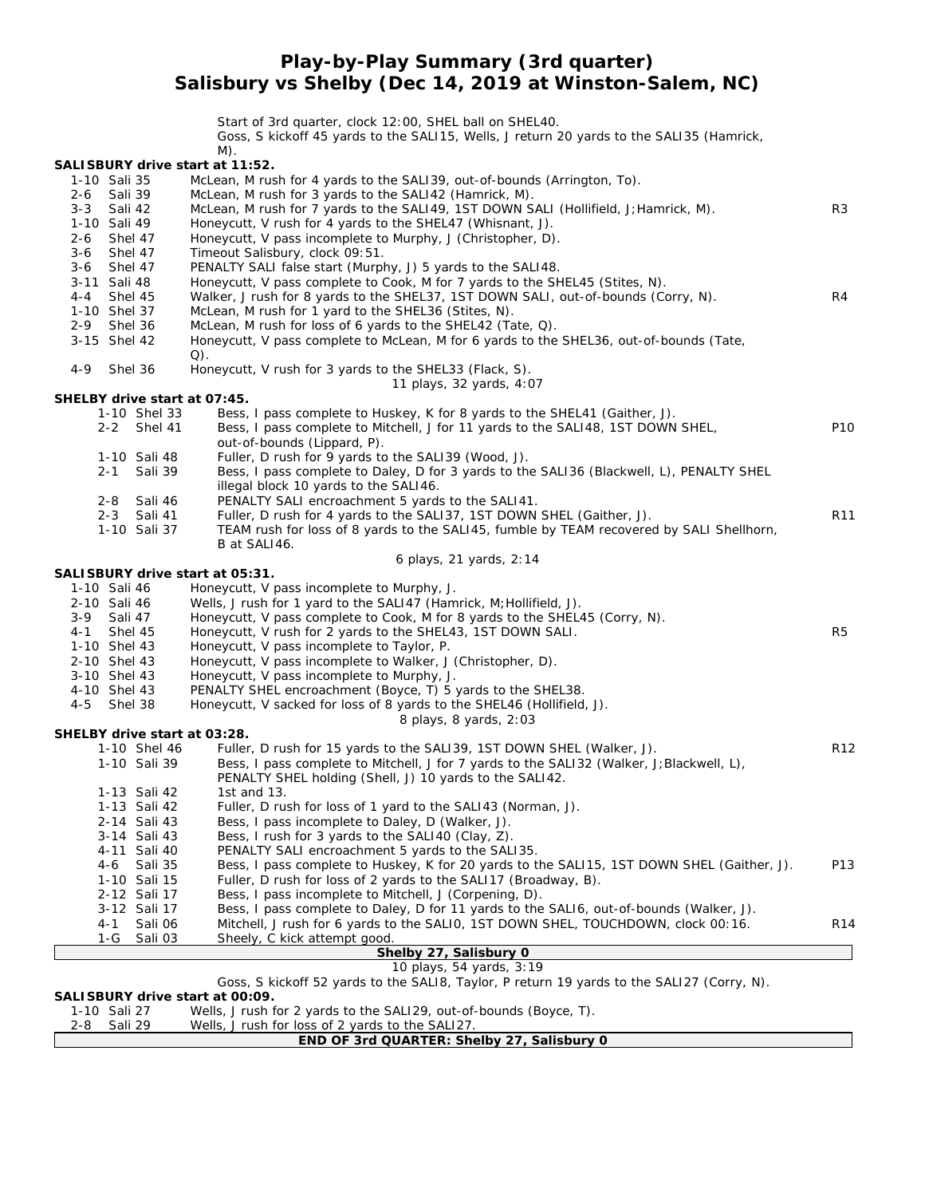# Play-by-Play Summary (3rd quarter)
## Salisbury vs Shelby (Dec 14, 2019 at Winston-Salem, NC)

Start of 3rd quarter, clock 12:00, SHEL ball on SHEL40.
Goss, S kickoff 45 yards to the SALI15, Wells, J return 20 yards to the SALI35 (Hamrick, M).

**SALISBURY drive start at 11:52.**

| Down | Play | |
|---|---|---|
| 1-10 Sali 35 | McLean, M rush for 4 yards to the SALI39, out-of-bounds (Arrington, To). | |
| 2-6 Sali 39 | McLean, M rush for 3 yards to the SALI42 (Hamrick, M). | |
| 3-3 Sali 42 | McLean, M rush for 7 yards to the SALI49, 1ST DOWN SALI (Hollifield, J;Hamrick, M). | R3 |
| 1-10 Sali 49 | Honeycutt, V rush for 4 yards to the SHEL47 (Whisnant, J). | |
| 2-6 Shel 47 | Honeycutt, V pass incomplete to Murphy, J (Christopher, D). | |
| 3-6 Shel 47 | Timeout Salisbury, clock 09:51. | |
| 3-6 Shel 47 | PENALTY SALI false start (Murphy, J) 5 yards to the SALI48. | |
| 3-11 Sali 48 | Honeycutt, V pass complete to Cook, M for 7 yards to the SHEL45 (Stites, N). | |
| 4-4 Shel 45 | Walker, J rush for 8 yards to the SHEL37, 1ST DOWN SALI, out-of-bounds (Corry, N). | R4 |
| 1-10 Shel 37 | McLean, M rush for 1 yard to the SHEL36 (Stites, N). | |
| 2-9 Shel 36 | McLean, M rush for loss of 6 yards to the SHEL42 (Tate, Q). | |
| 3-15 Shel 42 | Honeycutt, V pass complete to McLean, M for 6 yards to the SHEL36, out-of-bounds (Tate, Q). | |
| 4-9 Shel 36 | Honeycutt, V rush for 3 yards to the SHEL33 (Flack, S). | |

11 plays, 32 yards, 4:07

**SHELBY drive start at 07:45.**

| Down | Play | |
|---|---|---|
| 1-10 Shel 33 | Bess, I pass complete to Huskey, K for 8 yards to the SHEL41 (Gaither, J). | |
| 2-2 Shel 41 | Bess, I pass complete to Mitchell, J for 11 yards to the SALI48, 1ST DOWN SHEL, out-of-bounds (Lippard, P). | P10 |
| 1-10 Sali 48 | Fuller, D rush for 9 yards to the SALI39 (Wood, J). | |
| 2-1 Sali 39 | Bess, I pass complete to Daley, D for 3 yards to the SALI36 (Blackwell, L), PENALTY SHEL illegal block 10 yards to the SALI46. | |
| 2-8 Sali 46 | PENALTY SALI encroachment 5 yards to the SALI41. | |
| 2-3 Sali 41 | Fuller, D rush for 4 yards to the SALI37, 1ST DOWN SHEL (Gaither, J). | R11 |
| 1-10 Sali 37 | TEAM rush for loss of 8 yards to the SALI45, fumble by TEAM recovered by SALI Shellhorn, B at SALI46. | |

6 plays, 21 yards, 2:14

**SALISBURY drive start at 05:31.**

| Down | Play | |
|---|---|---|
| 1-10 Sali 46 | Honeycutt, V pass incomplete to Murphy, J. | |
| 2-10 Sali 46 | Wells, J rush for 1 yard to the SALI47 (Hamrick, M;Hollifield, J). | |
| 3-9 Sali 47 | Honeycutt, V pass complete to Cook, M for 8 yards to the SHEL45 (Corry, N). | |
| 4-1 Shel 45 | Honeycutt, V rush for 2 yards to the SHEL43, 1ST DOWN SALI. | R5 |
| 1-10 Shel 43 | Honeycutt, V pass incomplete to Taylor, P. | |
| 2-10 Shel 43 | Honeycutt, V pass incomplete to Walker, J (Christopher, D). | |
| 3-10 Shel 43 | Honeycutt, V pass incomplete to Murphy, J. | |
| 4-10 Shel 43 | PENALTY SHEL encroachment (Boyce, T) 5 yards to the SHEL38. | |
| 4-5 Shel 38 | Honeycutt, V sacked for loss of 8 yards to the SHEL46 (Hollifield, J). | |

8 plays, 8 yards, 2:03

**SHELBY drive start at 03:28.**

| Down | Play | |
|---|---|---|
| 1-10 Shel 46 | Fuller, D rush for 15 yards to the SALI39, 1ST DOWN SHEL (Walker, J). | R12 |
| 1-10 Sali 39 | Bess, I pass complete to Mitchell, J for 7 yards to the SALI32 (Walker, J;Blackwell, L), PENALTY SHEL holding (Shell, J) 10 yards to the SALI42. | |
| 1-13 Sali 42 | 1st and 13. | |
| 1-13 Sali 42 | Fuller, D rush for loss of 1 yard to the SALI43 (Norman, J). | |
| 2-14 Sali 43 | Bess, I pass incomplete to Daley, D (Walker, J). | |
| 3-14 Sali 43 | Bess, I rush for 3 yards to the SALI40 (Clay, Z). | |
| 4-11 Sali 40 | PENALTY SALI encroachment 5 yards to the SALI35. | |
| 4-6 Sali 35 | Bess, I pass complete to Huskey, K for 20 yards to the SALI15, 1ST DOWN SHEL (Gaither, J). | P13 |
| 1-10 Sali 15 | Fuller, D rush for loss of 2 yards to the SALI17 (Broadway, B). | |
| 2-12 Sali 17 | Bess, I pass incomplete to Mitchell, J (Corpening, D). | |
| 3-12 Sali 17 | Bess, I pass complete to Daley, D for 11 yards to the SALI6, out-of-bounds (Walker, J). | |
| 4-1 Sali 06 | Mitchell, J rush for 6 yards to the SALI0, 1ST DOWN SHEL, TOUCHDOWN, clock 00:16. | R14 |
| 1-G Sali 03 | Sheely, C kick attempt good. | |

**Shelby 27, Salisbury 0**

10 plays, 54 yards, 3:19

Goss, S kickoff 52 yards to the SALI8, Taylor, P return 19 yards to the SALI27 (Corry, N).

**SALISBURY drive start at 00:09.**

| Down | Play |
|---|---|
| 1-10 Sali 27 | Wells, J rush for 2 yards to the SALI29, out-of-bounds (Boyce, T). |
| 2-8 Sali 29 | Wells, J rush for loss of 2 yards to the SALI27. |

**END OF 3rd QUARTER: Shelby 27, Salisbury 0**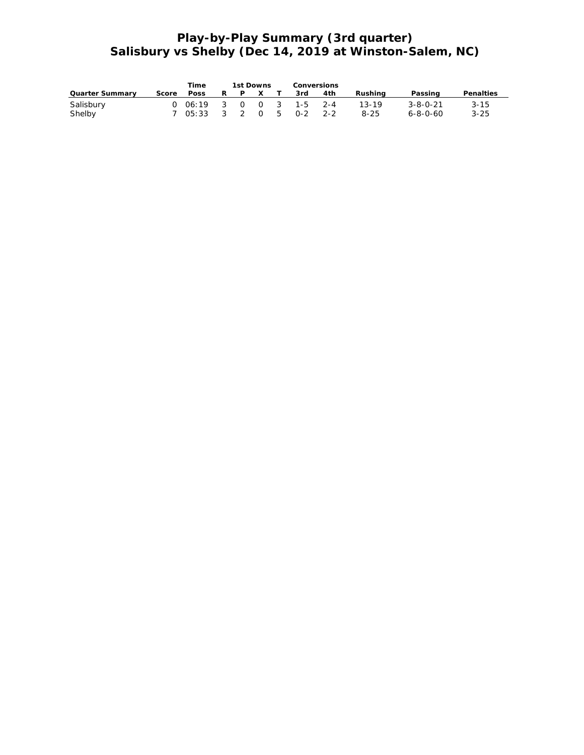# Play-by-Play Summary (3rd quarter)
# Salisbury vs Shelby (Dec 14, 2019 at Winston-Salem, NC)

| Quarter Summary | Score | Time Poss | 1st Downs R | P | X | T | Conversions 3rd | 4th | Rushing | Passing | Penalties |
|---|---|---|---|---|---|---|---|---|---|---|---|
| Salisbury | 0 | 06:19 | 3 | 0 | 0 | 3 | 1-5 | 2-4 | 13-19 | 3-8-0-21 | 3-15 |
| Shelby | 7 | 05:33 | 3 | 2 | 0 | 5 | 0-2 | 2-2 | 8-25 | 6-8-0-60 | 3-25 |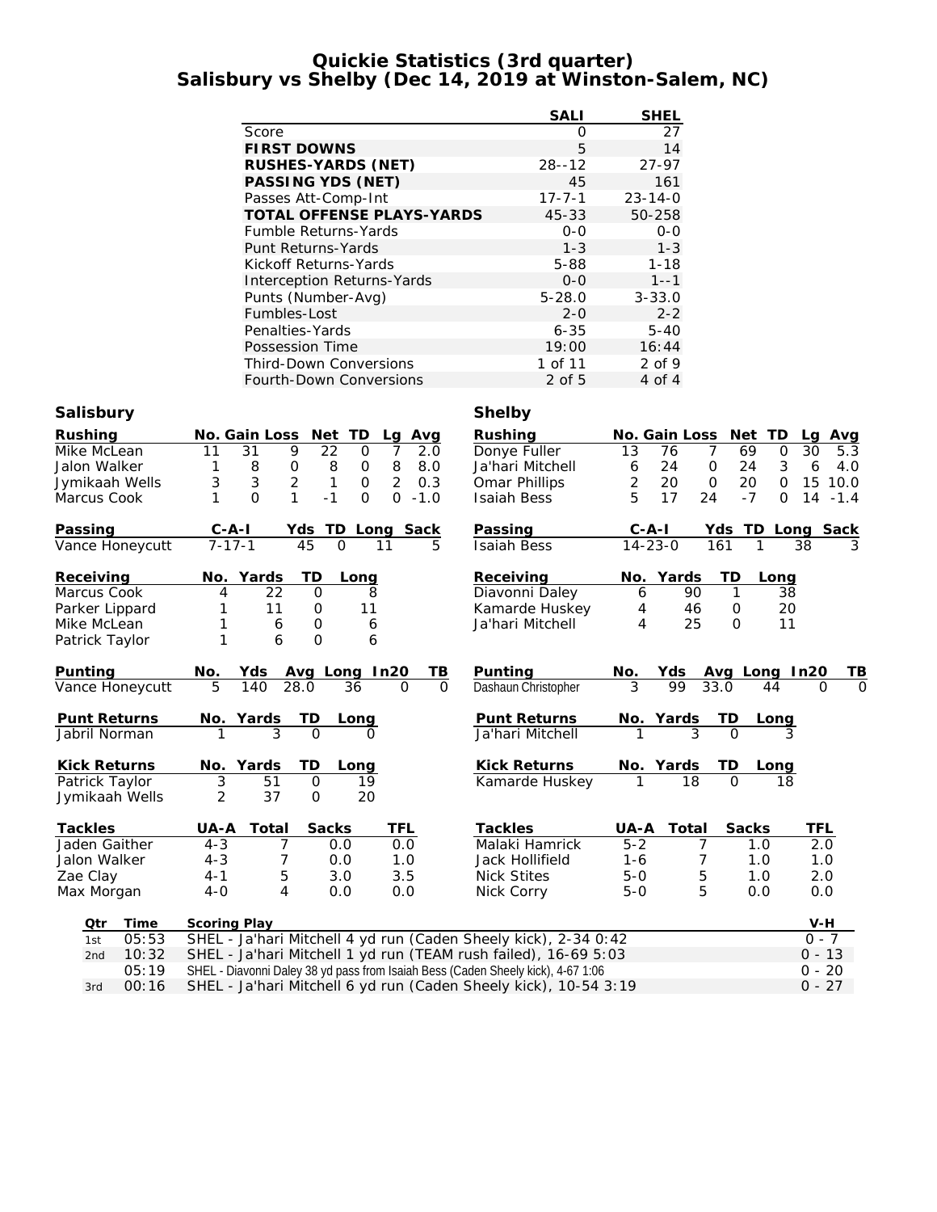# Quickie Statistics (3rd quarter)
## Salisbury vs Shelby (Dec 14, 2019 at Winston-Salem, NC)

| | SALI | SHEL |
|---|---|---|
| Score | 0 | 27 |
| **FIRST DOWNS** | 5 | 14 |
| **RUSHES-YARDS (NET)** | 28--12 | 27-97 |
| **PASSING YDS (NET)** | 45 | 161 |
| Passes Att-Comp-Int | 17-7-1 | 23-14-0 |
| **TOTAL OFFENSE PLAYS-YARDS** | 45-33 | 50-258 |
| Fumble Returns-Yards | 0-0 | 0-0 |
| Punt Returns-Yards | 1-3 | 1-3 |
| Kickoff Returns-Yards | 5-88 | 1-18 |
| Interception Returns-Yards | 0-0 | 1--1 |
| Punts (Number-Avg) | 5-28.0 | 3-33.0 |
| Fumbles-Lost | 2-0 | 2-2 |
| Penalties-Yards | 6-35 | 5-40 |
| Possession Time | 19:00 | 16:44 |
| Third-Down Conversions | 1 of 11 | 2 of 9 |
| Fourth-Down Conversions | 2 of 5 | 4 of 4 |

### Salisbury

| Rushing | No. | Gain | Loss | Net | TD | Lg | Avg |
|---|---|---|---|---|---|---|---|
| Mike McLean | 11 | 31 | 9 | 22 | 0 | 7 | 2.0 |
| Jalon Walker | 1 | 8 | 0 | 8 | 0 | 8 | 8.0 |
| Jymikaah Wells | 3 | 3 | 2 | 1 | 0 | 2 | 0.3 |
| Marcus Cook | 1 | 0 | 1 | -1 | 0 | 0 | -1.0 |

| Passing | C-A-I | Yds | TD | Long | Sack |
|---|---|---|---|---|---|
| Vance Honeycutt | 7-17-1 | 45 | 0 | 11 | 5 |

| Receiving | No. | Yards | TD | Long |
|---|---|---|---|---|
| Marcus Cook | 4 | 22 | 0 | 8 |
| Parker Lippard | 1 | 11 | 0 | 11 |
| Mike McLean | 1 | 6 | 0 | 6 |
| Patrick Taylor | 1 | 6 | 0 | 6 |

| Punting | No. | Yds | Avg | Long | In20 | TB |
|---|---|---|---|---|---|---|
| Vance Honeycutt | 5 | 140 | 28.0 | 36 | 0 | 0 |

| Punt Returns | No. | Yards | TD | Long |
|---|---|---|---|---|
| Jabril Norman | 1 | 3 | 0 | 0 |

| Kick Returns | No. | Yards | TD | Long |
|---|---|---|---|---|
| Patrick Taylor | 3 | 51 | 0 | 19 |
| Jymikaah Wells | 2 | 37 | 0 | 20 |

| Tackles | UA-A | Total | Sacks | TFL |
|---|---|---|---|---|
| Jaden Gaither | 4-3 | 7 | 0.0 | 0.0 |
| Jalon Walker | 4-3 | 7 | 0.0 | 1.0 |
| Zae Clay | 4-1 | 5 | 3.0 | 3.5 |
| Max Morgan | 4-0 | 4 | 0.0 | 0.0 |

### Shelby

| Rushing | No. | Gain | Loss | Net | TD | Lg | Avg |
|---|---|---|---|---|---|---|---|
| Donye Fuller | 13 | 76 | 7 | 69 | 0 | 30 | 5.3 |
| Ja'hari Mitchell | 6 | 24 | 0 | 24 | 3 | 6 | 4.0 |
| Omar Phillips | 2 | 20 | 0 | 20 | 0 | 15 | 10.0 |
| Isaiah Bess | 5 | 17 | 24 | -7 | 0 | 14 | -1.4 |

| Passing | C-A-I | Yds | TD | Long | Sack |
|---|---|---|---|---|---|
| Isaiah Bess | 14-23-0 | 161 | 1 | 38 | 3 |

| Receiving | No. | Yards | TD | Long |
|---|---|---|---|---|
| Diavonni Daley | 6 | 90 | 1 | 38 |
| Kamarde Huskey | 4 | 46 | 0 | 20 |
| Ja'hari Mitchell | 4 | 25 | 0 | 11 |

| Punting | No. | Yds | Avg | Long | In20 | TB |
|---|---|---|---|---|---|---|
| Dashaun Christopher | 3 | 99 | 33.0 | 44 | 0 | 0 |

| Punt Returns | No. | Yards | TD | Long |
|---|---|---|---|---|
| Ja'hari Mitchell | 1 | 3 | 0 | 3 |

| Kick Returns | No. | Yards | TD | Long |
|---|---|---|---|---|
| Kamarde Huskey | 1 | 18 | 0 | 18 |

| Tackles | UA-A | Total | Sacks | TFL |
|---|---|---|---|---|
| Malaki Hamrick | 5-2 | 7 | 1.0 | 2.0 |
| Jack Hollifield | 1-6 | 7 | 1.0 | 1.0 |
| Nick Stites | 5-0 | 5 | 1.0 | 2.0 |
| Nick Corry | 5-0 | 5 | 0.0 | 0.0 |

| Qtr | Time | Scoring Play | V-H |
|---|---|---|---|
| 1st | 05:53 | SHEL - Ja'hari Mitchell 4 yd run (Caden Sheely kick), 2-34 0:42 | 0 - 7 |
| 2nd | 10:32 | SHEL - Ja'hari Mitchell 1 yd run (TEAM rush failed), 16-69 5:03 | 0 - 13 |
| | 05:19 | SHEL - Diavonni Daley 38 yd pass from Isaiah Bess (Caden Sheely kick), 4-67 1:06 | 0 - 20 |
| 3rd | 00:16 | SHEL - Ja'hari Mitchell 6 yd run (Caden Sheely kick), 10-54 3:19 | 0 - 27 |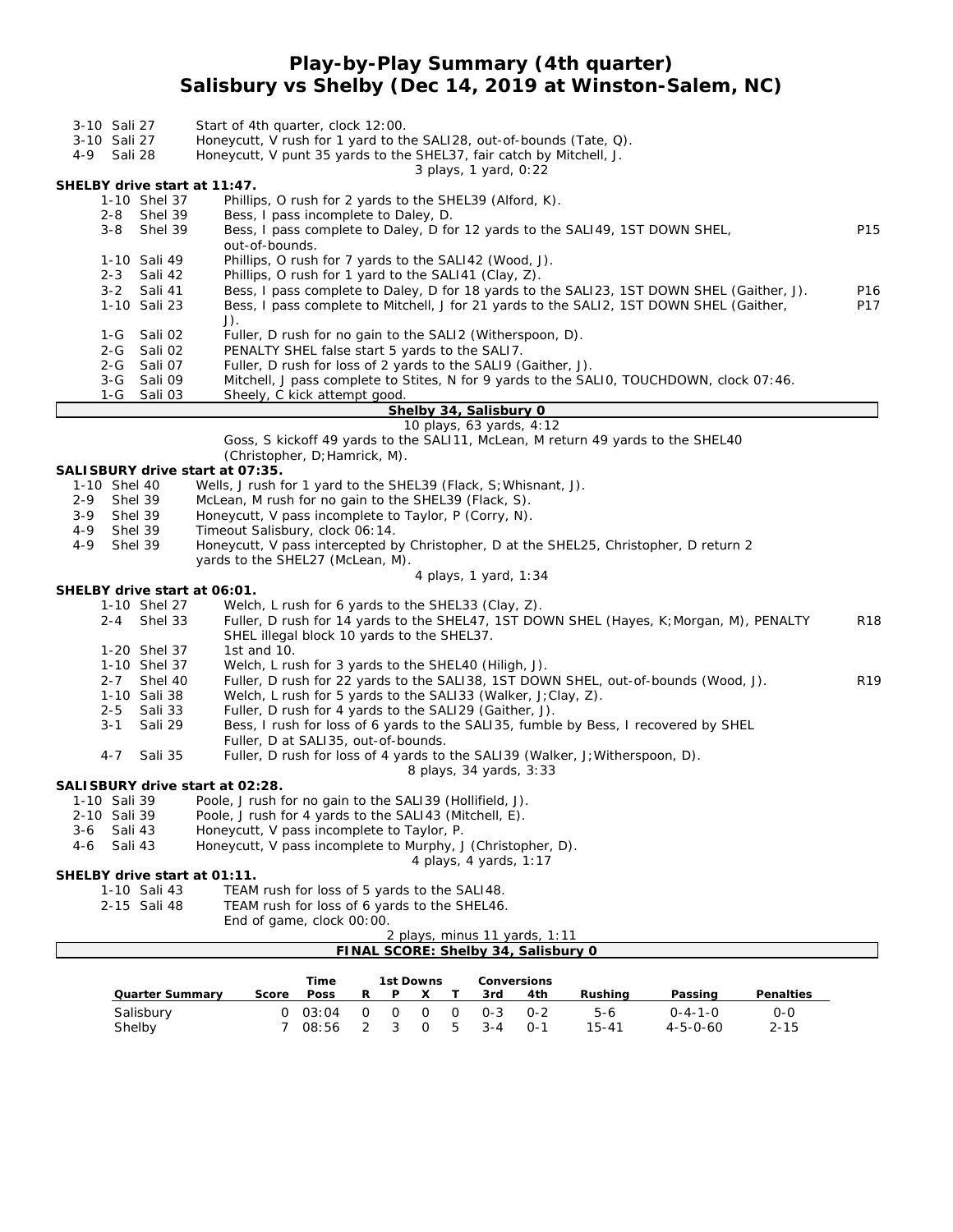# Play-by-Play Summary (4th quarter)
## Salisbury vs Shelby (Dec 14, 2019 at Winston-Salem, NC)

| Down | Play | |
|---|---|---|
| 3-10 Sali 27 | Start of 4th quarter, clock 12:00. | |
| 3-10 Sali 27 | Honeycutt, V rush for 1 yard to the SALI28, out-of-bounds (Tate, Q). | |
| 4-9 Sali 28 | Honeycutt, V punt 35 yards to the SHEL37, fair catch by Mitchell, J. | |
| | 3 plays, 1 yard, 0:22 | |

**SHELBY drive start at 11:47.**

| Down | Play | |
|---|---|---|
| 1-10 Shel 37 | Phillips, O rush for 2 yards to the SHEL39 (Alford, K). | |
| 2-8 Shel 39 | Bess, I pass incomplete to Daley, D. | |
| 3-8 Shel 39 | Bess, I pass complete to Daley, D for 12 yards to the SALI49, 1ST DOWN SHEL, out-of-bounds. | P15 |
| 1-10 Sali 49 | Phillips, O rush for 7 yards to the SALI42 (Wood, J). | |
| 2-3 Sali 42 | Phillips, O rush for 1 yard to the SALI41 (Clay, Z). | |
| 3-2 Sali 41 | Bess, I pass complete to Daley, D for 18 yards to the SALI23, 1ST DOWN SHEL (Gaither, J). | P16 |
| 1-10 Sali 23 | Bess, I pass complete to Mitchell, J for 21 yards to the SALI2, 1ST DOWN SHEL (Gaither, J). | P17 |
| 1-G Sali 02 | Fuller, D rush for no gain to the SALI2 (Witherspoon, D). | |
| 2-G Sali 02 | PENALTY SHEL false start 5 yards to the SALI7. | |
| 2-G Sali 07 | Fuller, D rush for loss of 2 yards to the SALI9 (Gaither, J). | |
| 3-G Sali 09 | Mitchell, J pass complete to Stites, N for 9 yards to the SALI0, TOUCHDOWN, clock 07:46. | |
| 1-G Sali 03 | Sheely, C kick attempt good. | |

**Shelby 34, Salisbury 0**

10 plays, 63 yards, 4:12

Goss, S kickoff 49 yards to the SALI11, McLean, M return 49 yards to the SHEL40 (Christopher, D;Hamrick, M).

**SALISBURY drive start at 07:35.**

| Down | Play |
|---|---|
| 1-10 Shel 40 | Wells, J rush for 1 yard to the SHEL39 (Flack, S;Whisnant, J). |
| 2-9 Shel 39 | McLean, M rush for no gain to the SHEL39 (Flack, S). |
| 3-9 Shel 39 | Honeycutt, V pass incomplete to Taylor, P (Corry, N). |
| 4-9 Shel 39 | Timeout Salisbury, clock 06:14. |
| 4-9 Shel 39 | Honeycutt, V pass intercepted by Christopher, D at the SHEL25, Christopher, D return 2 yards to the SHEL27 (McLean, M). |
| | 4 plays, 1 yard, 1:34 |

**SHELBY drive start at 06:01.**

| Down | Play | |
|---|---|---|
| 1-10 Shel 27 | Welch, L rush for 6 yards to the SHEL33 (Clay, Z). | |
| 2-4 Shel 33 | Fuller, D rush for 14 yards to the SHEL47, 1ST DOWN SHEL (Hayes, K;Morgan, M), PENALTY SHEL illegal block 10 yards to the SHEL37. | R18 |
| 1-20 Shel 37 | 1st and 10. | |
| 1-10 Shel 37 | Welch, L rush for 3 yards to the SHEL40 (Hiligh, J). | |
| 2-7 Shel 40 | Fuller, D rush for 22 yards to the SALI38, 1ST DOWN SHEL, out-of-bounds (Wood, J). | R19 |
| 1-10 Sali 38 | Welch, L rush for 5 yards to the SALI33 (Walker, J;Clay, Z). | |
| 2-5 Sali 33 | Fuller, D rush for 4 yards to the SALI29 (Gaither, J). | |
| 3-1 Sali 29 | Bess, I rush for loss of 6 yards to the SALI35, fumble by Bess, I recovered by SHEL Fuller, D at SALI35, out-of-bounds. | |
| 4-7 Sali 35 | Fuller, D rush for loss of 4 yards to the SALI39 (Walker, J;Witherspoon, D). | |
| | 8 plays, 34 yards, 3:33 | |

**SALISBURY drive start at 02:28.**

| Down | Play |
|---|---|
| 1-10 Sali 39 | Poole, J rush for no gain to the SALI39 (Hollifield, J). |
| 2-10 Sali 39 | Poole, J rush for 4 yards to the SALI43 (Mitchell, E). |
| 3-6 Sali 43 | Honeycutt, V pass incomplete to Taylor, P. |
| 4-6 Sali 43 | Honeycutt, V pass incomplete to Murphy, J (Christopher, D). |
| | 4 plays, 4 yards, 1:17 |

**SHELBY drive start at 01:11.**

| Down | Play |
|---|---|
| 1-10 Sali 43 | TEAM rush for loss of 5 yards to the SALI48. |
| 2-15 Sali 48 | TEAM rush for loss of 6 yards to the SHEL46. |
| | End of game, clock 00:00. |
| | 2 plays, minus 11 yards, 1:11 |

**FINAL SCORE: Shelby 34, Salisbury 0**

| Quarter Summary | Score | Time Poss | 1st Downs R | P | X | T | Conversions 3rd | 4th | Rushing | Passing | Penalties |
|---|---|---|---|---|---|---|---|---|---|---|---|
| Salisbury | 0 | 03:04 | 0 | 0 | 0 | 0 | 0-3 | 0-2 | 5-6 | 0-4-1-0 | 0-0 |
| Shelby | 7 | 08:56 | 2 | 3 | 0 | 5 | 3-4 | 0-1 | 15-41 | 4-5-0-60 | 2-15 |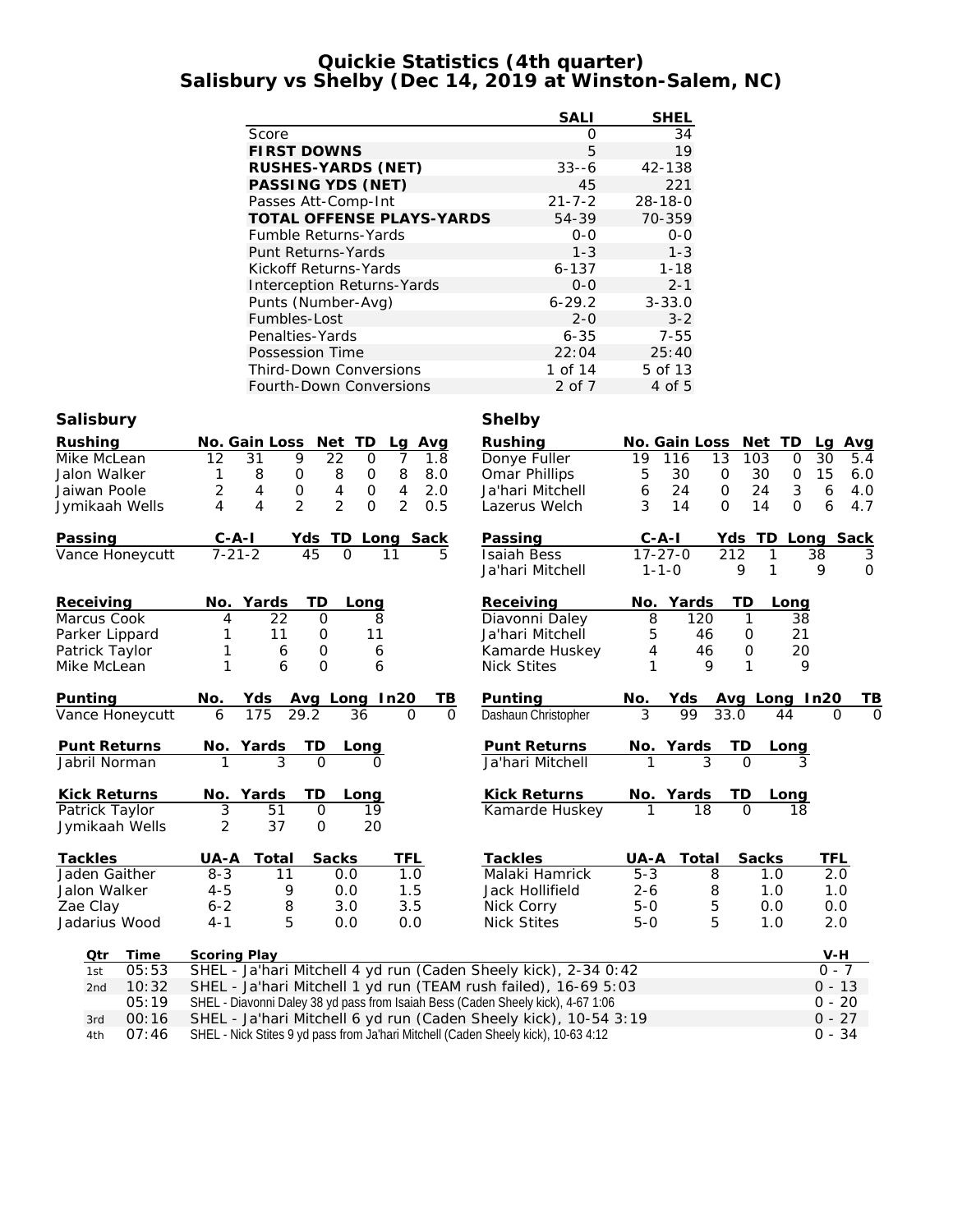# Quickie Statistics (4th quarter)
## Salisbury vs Shelby (Dec 14, 2019 at Winston-Salem, NC)

| | SALI | SHEL |
|---|---|---|
| Score | 0 | 34 |
| **FIRST DOWNS** | 5 | 19 |
| **RUSHES-YARDS (NET)** | 33--6 | 42-138 |
| **PASSING YDS (NET)** | 45 | 221 |
| Passes Att-Comp-Int | 21-7-2 | 28-18-0 |
| **TOTAL OFFENSE PLAYS-YARDS** | 54-39 | 70-359 |
| Fumble Returns-Yards | 0-0 | 0-0 |
| Punt Returns-Yards | 1-3 | 1-3 |
| Kickoff Returns-Yards | 6-137 | 1-18 |
| Interception Returns-Yards | 0-0 | 2-1 |
| Punts (Number-Avg) | 6-29.2 | 3-33.0 |
| Fumbles-Lost | 2-0 | 3-2 |
| Penalties-Yards | 6-35 | 7-55 |
| Possession Time | 22:04 | 25:40 |
| Third-Down Conversions | 1 of 14 | 5 of 13 |
| Fourth-Down Conversions | 2 of 7 | 4 of 5 |

### Salisbury

| Rushing | No. | Gain | Loss | Net | TD | Lg | Avg |
|---|---|---|---|---|---|---|---|
| Mike McLean | 12 | 31 | 9 | 22 | 0 | 7 | 1.8 |
| Jalon Walker | 1 | 8 | 0 | 8 | 0 | 8 | 8.0 |
| Jaiwan Poole | 2 | 4 | 0 | 4 | 0 | 4 | 2.0 |
| Jymikaah Wells | 4 | 4 | 2 | 2 | 0 | 2 | 0.5 |

| Passing | C-A-I | Yds | TD | Long | Sack |
|---|---|---|---|---|---|
| Vance Honeycutt | 7-21-2 | 45 | 0 | 11 | 5 |

| Receiving | No. | Yards | TD | Long |
|---|---|---|---|---|
| Marcus Cook | 4 | 22 | 0 | 8 |
| Parker Lippard | 1 | 11 | 0 | 11 |
| Patrick Taylor | 1 | 6 | 0 | 6 |
| Mike McLean | 1 | 6 | 0 | 6 |

| Punting | No. | Yds | Avg | Long | In20 | TB |
|---|---|---|---|---|---|---|
| Vance Honeycutt | 6 | 175 | 29.2 | 36 | 0 | 0 |

| Punt Returns | No. | Yards | TD | Long |
|---|---|---|---|---|
| Jabril Norman | 1 | 3 | 0 | 0 |

| Kick Returns | No. | Yards | TD | Long |
|---|---|---|---|---|
| Patrick Taylor | 3 | 51 | 0 | 19 |
| Jymikaah Wells | 2 | 37 | 0 | 20 |

| Tackles | UA-A | Total | Sacks | TFL |
|---|---|---|---|---|
| Jaden Gaither | 8-3 | 11 | 0.0 | 1.0 |
| Jalon Walker | 4-5 | 9 | 0.0 | 1.5 |
| Zae Clay | 6-2 | 8 | 3.0 | 3.5 |
| Jadarius Wood | 4-1 | 5 | 0.0 | 0.0 |

### Shelby

| Rushing | No. | Gain | Loss | Net | TD | Lg | Avg |
|---|---|---|---|---|---|---|---|
| Donye Fuller | 19 | 116 | 13 | 103 | 0 | 30 | 5.4 |
| Omar Phillips | 5 | 30 | 0 | 30 | 0 | 15 | 6.0 |
| Ja'hari Mitchell | 6 | 24 | 0 | 24 | 3 | 6 | 4.0 |
| Lazerus Welch | 3 | 14 | 0 | 14 | 0 | 6 | 4.7 |

| Passing | C-A-I | Yds | TD | Long | Sack |
|---|---|---|---|---|---|
| Isaiah Bess | 17-27-0 | 212 | 1 | 38 | 3 |
| Ja'hari Mitchell | 1-1-0 | 9 | 1 | 9 | 0 |

| Receiving | No. | Yards | TD | Long |
|---|---|---|---|---|
| Diavonni Daley | 8 | 120 | 1 | 38 |
| Ja'hari Mitchell | 5 | 46 | 0 | 21 |
| Kamarde Huskey | 4 | 46 | 0 | 20 |
| Nick Stites | 1 | 9 | 1 | 9 |

| Punting | No. | Yds | Avg | Long | In20 | TB |
|---|---|---|---|---|---|---|
| Dashaun Christopher | 3 | 99 | 33.0 | 44 | 0 | 0 |

| Punt Returns | No. | Yards | TD | Long |
|---|---|---|---|---|
| Ja'hari Mitchell | 1 | 3 | 0 | 3 |

| Kick Returns | No. | Yards | TD | Long |
|---|---|---|---|---|
| Kamarde Huskey | 1 | 18 | 0 | 18 |

| Tackles | UA-A | Total | Sacks | TFL |
|---|---|---|---|---|
| Malaki Hamrick | 5-3 | 8 | 1.0 | 2.0 |
| Jack Hollifield | 2-6 | 8 | 1.0 | 1.0 |
| Nick Corry | 5-0 | 5 | 0.0 | 0.0 |
| Nick Stites | 5-0 | 5 | 1.0 | 2.0 |

| Qtr | Time | Scoring Play | V-H |
|---|---|---|---|
| 1st | 05:53 | SHEL - Ja'hari Mitchell 4 yd run (Caden Sheely kick), 2-34 0:42 | 0 - 7 |
| 2nd | 10:32 | SHEL - Ja'hari Mitchell 1 yd run (TEAM rush failed), 16-69 5:03 | 0 - 13 |
| | 05:19 | SHEL - Diavonni Daley 38 yd pass from Isaiah Bess (Caden Sheely kick), 4-67 1:06 | 0 - 20 |
| 3rd | 00:16 | SHEL - Ja'hari Mitchell 6 yd run (Caden Sheely kick), 10-54 3:19 | 0 - 27 |
| 4th | 07:46 | SHEL - Nick Stites 9 yd pass from Ja'hari Mitchell (Caden Sheely kick), 10-63 4:12 | 0 - 34 |